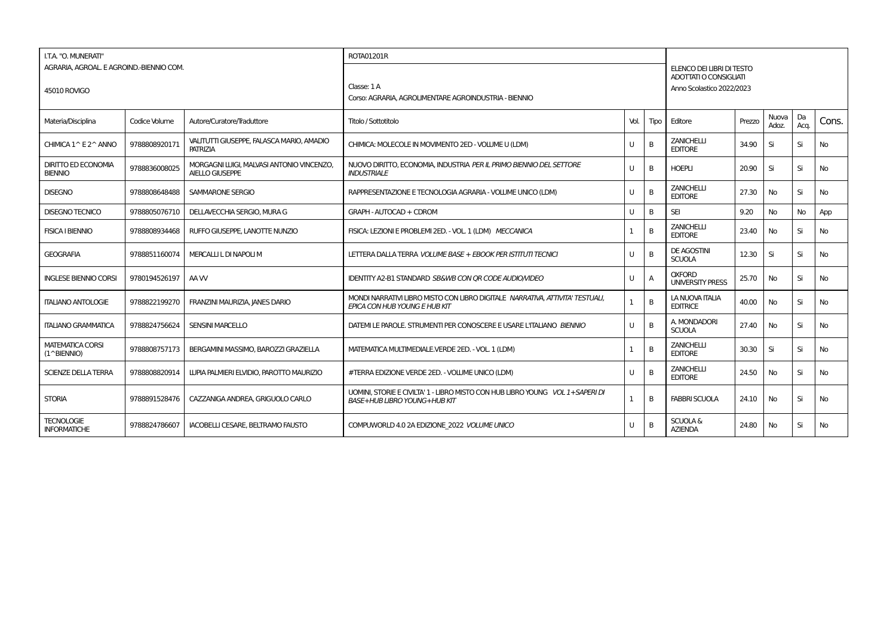I.T.A. "O. MUNERATI"
AGRARIA, AGROAL. E AGROIND.-BIENNIO COM.

45010 ROVIGO

ROTA01201R

Classe: 1 A
Corso: AGRARIA, AGROLIMENTARE AGROINDUSTRIA - BIENNIO

ELENCO DEI LIBRI DI TESTO ADOTTATI O CONSIGLIATI
Anno Scolastico 2022/2023

| Materia/Disciplina | Codice Volume | Autore/Curatore/Traduttore | Titolo / Sottotitolo | Vol. | Tipo | Editore | Prezzo | Nuova Adoz. | Da Acq. | Cons. |
|---|---|---|---|---|---|---|---|---|---|---|
| CHIMICA 1^ E 2^ ANNO | 9788808920171 | VALITUTTI GIUSEPPE, FALASCA MARIO, AMADIO PATRIZIA | CHIMICA: MOLECOLE IN MOVIMENTO 2ED - VOLUME U (LDM) | U | B | ZANICHELLI EDITORE | 34.90 | Si | Si | No |
| DIRITTO ED ECONOMIA BIENNIO | 9788836008025 | MORGAGNI LUIGI, MALVASI ANTONIO VINCENZO, AIELLO GIUSEPPE | NUOVO DIRITTO, ECONOMIA, INDUSTRIA *PER IL PRIMO BIENNIO DEL SETTORE INDUSTRIALE* | U | B | HOEPLI | 20.90 | Si | Si | No |
| DISEGNO | 9788808648488 | SAMMARONE SERGIO | RAPPRESENTAZIONE E TECNOLOGIA AGRARIA - VOLUME UNICO (LDM) | U | B | ZANICHELLI EDITORE | 27.30 | No | Si | No |
| DISEGNO TECNICO | 9788805076710 | DELLAVECCHIA SERGIO, MURA G | GRAPH - AUTOCAD + CDROM | U | B | SEI | 9.20 | No | No | App |
| FISICA I BIENNIO | 9788808934468 | RUFFO GIUSEPPE, LANOTTE NUNZIO | FISICA: LEZIONI E PROBLEMI 2ED. - VOL. 1 (LDM) *MECCANICA* | 1 | B | ZANICHELLI EDITORE | 23.40 | No | Si | No |
| GEOGRAFIA | 9788851160074 | MERCALLI L DI NAPOLI M | LETTERA DALLA TERRA *VOLUME BASE + EBOOK PER ISTITUTI TECNICI* | U | B | DE AGOSTINI SCUOLA | 12.30 | Si | Si | No |
| INGLESE BIENNIO CORSI | 9780194526197 | AA VV | IDENTITY A2-B1 STANDARD *SB&WB CON QR CODE AUDIO/VIDEO* | U | A | OXFORD UNIVERSITY PRESS | 25.70 | No | Si | No |
| ITALIANO ANTOLOGIE | 9788822199270 | FRANZINI MAURIZIA, JANES DARIO | MONDI NARRATIVI LIBRO MISTO CON LIBRO DIGITALE *NARRATIVA, ATTIVITA' TESTUALI, EPICA CON HUB YOUNG E HUB KIT* | 1 | B | LA NUOVA ITALIA EDITRICE | 40.00 | No | Si | No |
| ITALIANO GRAMMATICA | 9788824756624 | SENSINI MARCELLO | DATEMI LE PAROLE. STRUMENTI PER CONOSCERE E USARE L'ITALIANO *BIENNIO* | U | B | A. MONDADORI SCUOLA | 27.40 | No | Si | No |
| MATEMATICA CORSI (1^BIENNIO) | 9788808757173 | BERGAMINI MASSIMO, BAROZZI GRAZIELLA | MATEMATICA MULTIMEDIALE.VERDE 2ED. - VOL. 1 (LDM) | 1 | B | ZANICHELLI EDITORE | 30.30 | Si | Si | No |
| SCIENZE DELLA TERRA | 9788808820914 | LUPIA PALMIERI ELVIDIO, PAROTTO MAURIZIO | #TERRA EDIZIONE VERDE 2ED. - VOLUME UNICO (LDM) | U | B | ZANICHELLI EDITORE | 24.50 | No | Si | No |
| STORIA | 9788891528476 | CAZZANIGA ANDREA, GRIGUOLO CARLO | UOMINI, STORIE E CIVILTA' 1 - LIBRO MISTO CON HUB LIBRO YOUNG *VOL 1+SAPERI DI BASE+HUB LIBRO YOUNG+HUB KIT* | 1 | B | FABBRI SCUOLA | 24.10 | No | Si | No |
| TECNOLOGIE INFORMATICHE | 9788824786607 | IACOBELLI CESARE, BELTRAMO FAUSTO | COMPUWORLD 4.0 2A EDIZIONE_2022 *VOLUME UNICO* | U | B | SCUOLA & AZIENDA | 24.80 | No | Si | No |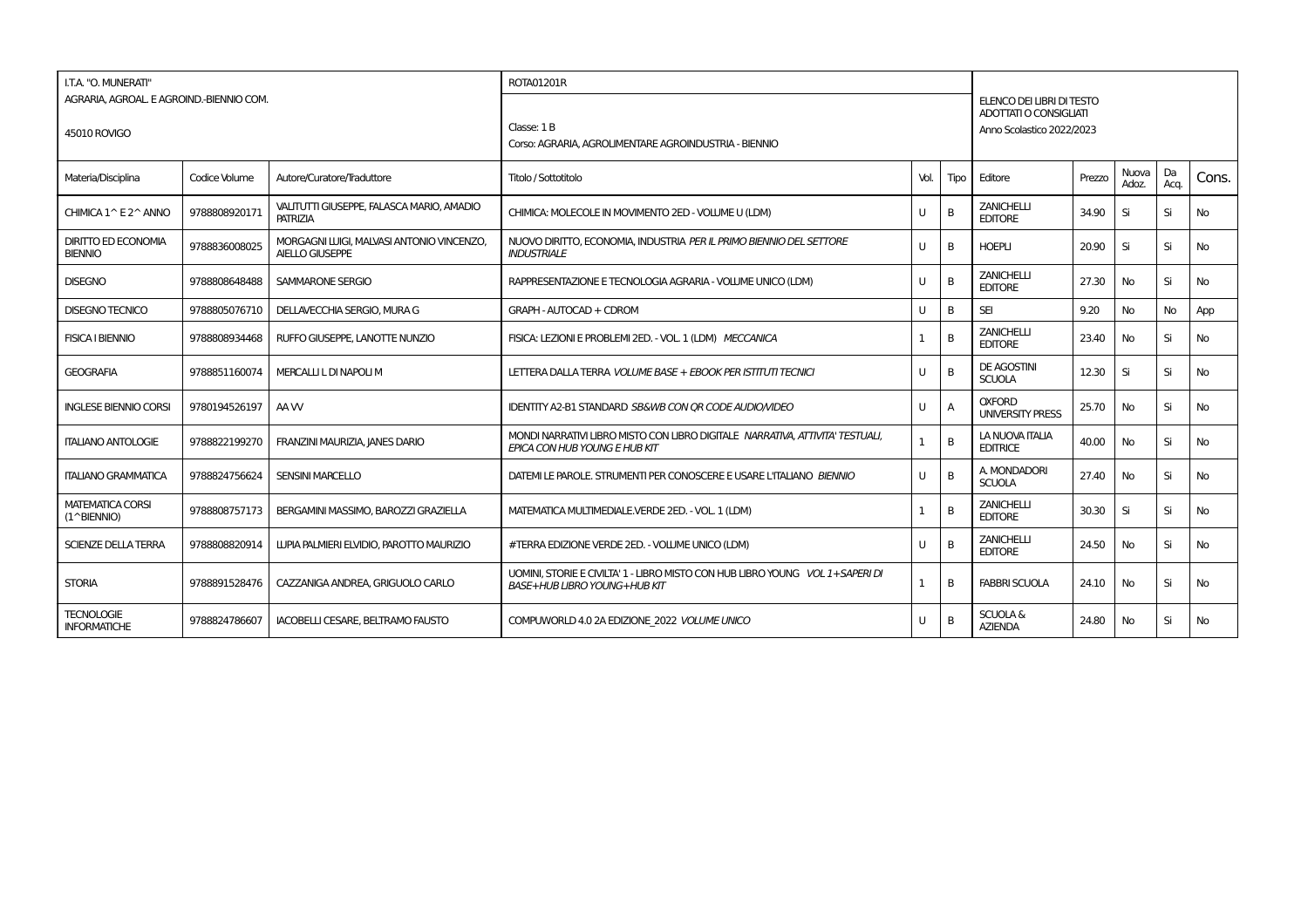| I.T.A. "O. MUNERATI" | | | ROTA01201R | | | | | | | |
|---|---|---|---|---|---|---|---|---|---|---|
| AGRARIA, AGROAL. E AGROIND.-BIENNIO COM. | | | Classe: 1 B | | | ELENCO DEI LIBRI DI TESTO ADOTTATI O CONSIGLIATI | | | | |
| 45010 ROVIGO | | | Corso: AGRARIA, AGROLIMENTARE AGROINDUSTRIA - BIENNIO | | | Anno Scolastico 2022/2023 | | | | |

| Materia/Disciplina | Codice Volume | Autore/Curatore/Traduttore | Titolo / Sottotitolo | Vol. | Tipo | Editore | Prezzo | Nuova Adoz. | Da Acq. | Cons. |
|---|---|---|---|---|---|---|---|---|---|---|
| CHIMICA 1^ E 2^ ANNO | 9788808920171 | VALITUTTI GIUSEPPE, FALASCA MARIO, AMADIO PATRIZIA | CHIMICA: MOLECOLE IN MOVIMENTO 2ED - VOLUME U (LDM) | U | B | ZANICHELLI EDITORE | 34.90 | Si | Si | No |
| DIRITTO ED ECONOMIA BIENNIO | 9788836008025 | MORGAGNI LUIGI, MALVASI ANTONIO VINCENZO, AIELLO GIUSEPPE | NUOVO DIRITTO, ECONOMIA, INDUSTRIA *PER IL PRIMO BIENNIO DEL SETTORE INDUSTRIALE* | U | B | HOEPLI | 20.90 | Si | Si | No |
| DISEGNO | 9788808648488 | SAMMARONE SERGIO | RAPPRESENTAZIONE E TECNOLOGIA AGRARIA - VOLUME UNICO (LDM) | U | B | ZANICHELLI EDITORE | 27.30 | No | Si | No |
| DISEGNO TECNICO | 9788805076710 | DELLAVECCHIA SERGIO, MURA G | GRAPH - AUTOCAD + CDROM | U | B | SEI | 9.20 | No | No | App |
| FISICA I BIENNIO | 9788808934468 | RUFFO GIUSEPPE, LANOTTE NUNZIO | FISICA: LEZIONI E PROBLEMI 2ED. - VOL. 1 (LDM) *MECCANICA* | 1 | B | ZANICHELLI EDITORE | 23.40 | No | Si | No |
| GEOGRAFIA | 9788851160074 | MERCALLI L DI NAPOLI M | LETTERA DALLA TERRA *VOLUME BASE + EBOOK PER ISTITUTI TECNICI* | U | B | DE AGOSTINI SCUOLA | 12.30 | Si | Si | No |
| INGLESE BIENNIO CORSI | 9780194526197 | AA VV | IDENTITY A2-B1 STANDARD *SB&WB CON QR CODE AUDIO/VIDEO* | U | A | OXFORD UNIVERSITY PRESS | 25.70 | No | Si | No |
| ITALIANO ANTOLOGIE | 9788822199270 | FRANZINI MAURIZIA, JANES DARIO | MONDI NARRATIVI LIBRO MISTO CON LIBRO DIGITALE *NARRATIVA, ATTIVITA' TESTUALI, EPICA CON HUB YOUNG E HUB KIT* | 1 | B | LA NUOVA ITALIA EDITRICE | 40.00 | No | Si | No |
| ITALIANO GRAMMATICA | 9788824756624 | SENSINI MARCELLO | DATEMI LE PAROLE. STRUMENTI PER CONOSCERE E USARE L'ITALIANO *BIENNIO* | U | B | A. MONDADORI SCUOLA | 27.40 | No | Si | No |
| MATEMATICA CORSI (1^BIENNIO) | 9788808757173 | BERGAMINI MASSIMO, BAROZZI GRAZIELLA | MATEMATICA MULTIMEDIALE.VERDE 2ED. - VOL. 1 (LDM) | 1 | B | ZANICHELLI EDITORE | 30.30 | Si | Si | No |
| SCIENZE DELLA TERRA | 9788808820914 | LUPIA PALMIERI ELVIDIO, PAROTTO MAURIZIO | #TERRA EDIZIONE VERDE 2ED. - VOLUME UNICO (LDM) | U | B | ZANICHELLI EDITORE | 24.50 | No | Si | No |
| STORIA | 9788891528476 | CAZZANIGA ANDREA, GRIGUOLO CARLO | UOMINI, STORIE E CIVILTA' 1 - LIBRO MISTO CON HUB LIBRO YOUNG *VOL 1+SAPERI DI BASE+HUB LIBRO YOUNG+HUB KIT* | 1 | B | FABBRI SCUOLA | 24.10 | No | Si | No |
| TECNOLOGIE INFORMATICHE | 9788824786607 | IACOBELLI CESARE, BELTRAMO FAUSTO | COMPUWORLD 4.0 2A EDIZIONE_2022 *VOLUME UNICO* | U | B | SCUOLA & AZIENDA | 24.80 | No | Si | No |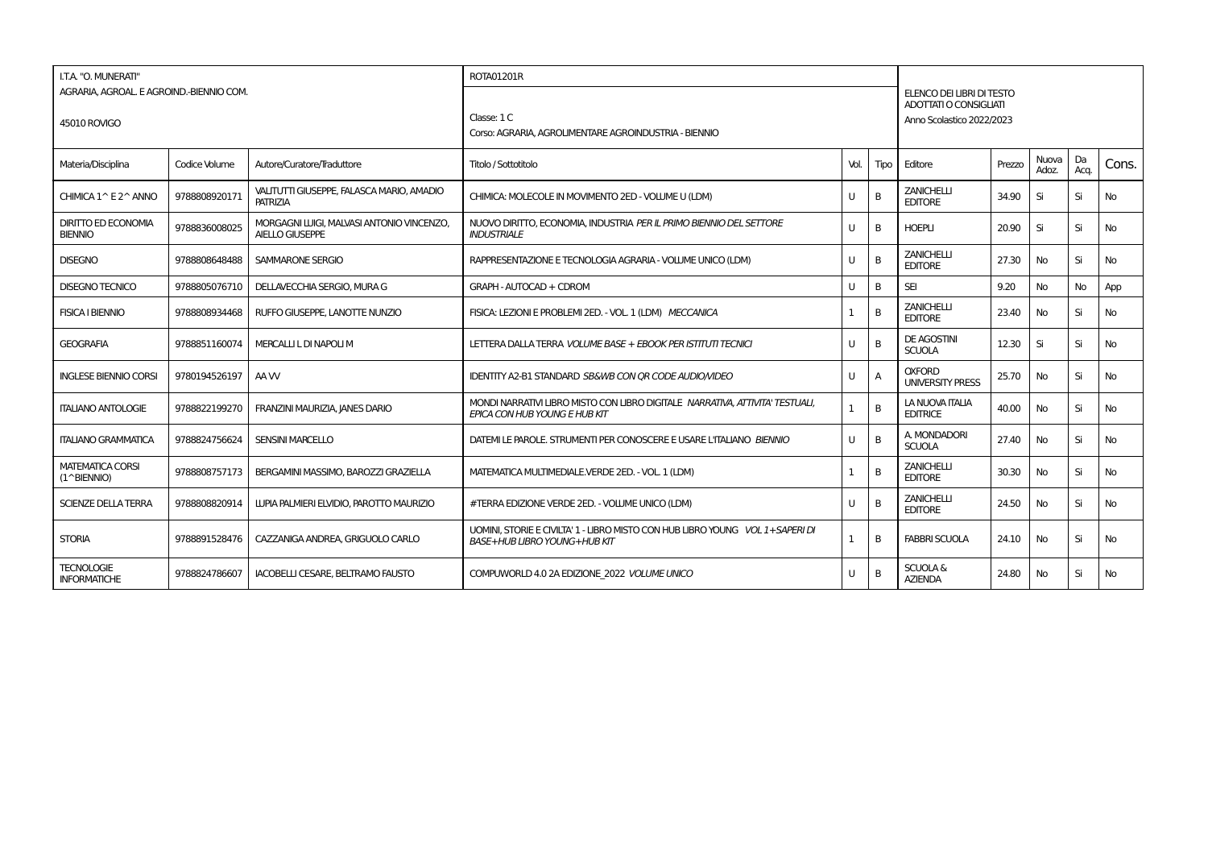| I.T.A. "O. MUNERATI" AGRARIA, AGROAL. E AGROIND.-BIENNIO COM. 45010 ROVIGO | | | ROTA01201R Classe: 1 C Corso: AGRARIA, AGROLIMENTARE AGROINDUSTRIA - BIENNIO | | | ELENCO DEI LIBRI DI TESTO ADOTTATI O CONSIGLIATI Anno Scolastico 2022/2023 | | | | |
|---|---|---|---|---|---|---|---|---|---|---|
| Materia/Disciplina | Codice Volume | Autore/Curatore/Traduttore | Titolo / Sottotitolo | Vol. | Tipo | Editore | Prezzo | Nuova Adoz. | Da Acq. | Cons. |
| CHIMICA 1^ E 2^ ANNO | 9788808920171 | VALITUTTI GIUSEPPE, FALASCA MARIO, AMADIO PATRIZIA | CHIMICA: MOLECOLE IN MOVIMENTO 2ED - VOLUME U (LDM) | U | B | ZANICHELLI EDITORE | 34.90 | Si | Si | No |
| DIRITTO ED ECONOMIA BIENNIO | 9788836008025 | MORGAGNI LUIGI, MALVASI ANTONIO VINCENZO, AIELLO GIUSEPPE | NUOVO DIRITTO, ECONOMIA, INDUSTRIA *PER IL PRIMO BIENNIO DEL SETTORE INDUSTRIALE* | U | B | HOEPLI | 20.90 | Si | Si | No |
| DISEGNO | 9788808648488 | SAMMARONE SERGIO | RAPPRESENTAZIONE E TECNOLOGIA AGRARIA - VOLUME UNICO (LDM) | U | B | ZANICHELLI EDITORE | 27.30 | No | Si | No |
| DISEGNO TECNICO | 9788805076710 | DELLAVECCHIA SERGIO, MURA G | GRAPH - AUTOCAD + CDROM | U | B | SEI | 9.20 | No | No | App |
| FISICA I BIENNIO | 9788808934468 | RUFFO GIUSEPPE, LANOTTE NUNZIO | FISICA: LEZIONI E PROBLEMI 2ED. - VOL. 1 (LDM) *MECCANICA* | 1 | B | ZANICHELLI EDITORE | 23.40 | No | Si | No |
| GEOGRAFIA | 9788851160074 | MERCALLI L DI NAPOLI M | LETTERA DALLA TERRA *VOLUME BASE + EBOOK PER ISTITUTI TECNICI* | U | B | DE AGOSTINI SCUOLA | 12.30 | Si | Si | No |
| INGLESE BIENNIO CORSI | 9780194526197 | AA VV | IDENTITY A2-B1 STANDARD *SB&WB CON QR CODE AUDIO/VIDEO* | U | A | OXFORD UNIVERSITY PRESS | 25.70 | No | Si | No |
| ITALIANO ANTOLOGIE | 9788822199270 | FRANZINI MAURIZIA, JANES DARIO | MONDI NARRATIVI LIBRO MISTO CON LIBRO DIGITALE *NARRATIVA, ATTIVITA' TESTUALI, EPICA CON HUB YOUNG E HUB KIT* | 1 | B | LA NUOVA ITALIA EDITRICE | 40.00 | No | Si | No |
| ITALIANO GRAMMATICA | 9788824756624 | SENSINI MARCELLO | DATEMI LE PAROLE. STRUMENTI PER CONOSCERE E USARE L'ITALIANO *BIENNIO* | U | B | A. MONDADORI SCUOLA | 27.40 | No | Si | No |
| MATEMATICA CORSI (1^BIENNIO) | 9788808757173 | BERGAMINI MASSIMO, BAROZZI GRAZIELLA | MATEMATICA MULTIMEDIALE.VERDE 2ED. - VOL. 1 (LDM) | 1 | B | ZANICHELLI EDITORE | 30.30 | No | Si | No |
| SCIENZE DELLA TERRA | 9788808820914 | LUPIA PALMIERI ELVIDIO, PAROTTO MAURIZIO | #TERRA EDIZIONE VERDE 2ED. - VOLUME UNICO (LDM) | U | B | ZANICHELLI EDITORE | 24.50 | No | Si | No |
| STORIA | 9788891528476 | CAZZANIGA ANDREA, GRIGUOLO CARLO | UOMINI, STORIE E CIVILTA' 1 - LIBRO MISTO CON HUB LIBRO YOUNG *VOL 1+SAPERI DI BASE+HUB LIBRO YOUNG+HUB KIT* | 1 | B | FABBRI SCUOLA | 24.10 | No | Si | No |
| TECNOLOGIE INFORMATICHE | 9788824786607 | IACOBELLI CESARE, BELTRAMO FAUSTO | COMPUWORLD 4.0 2A EDIZIONE_2022 *VOLUME UNICO* | U | B | SCUOLA & AZIENDA | 24.80 | No | Si | No |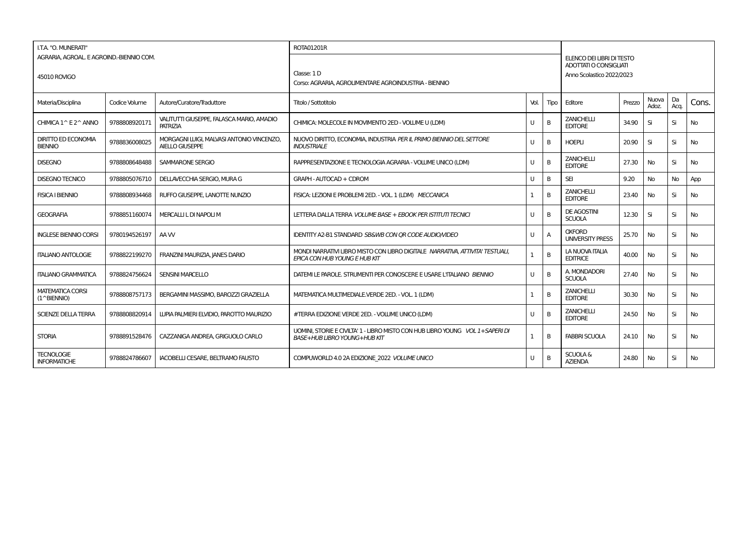| I.T.A. "O. MUNERATI"<br>AGRARIA, AGROAL. E AGROIND.-BIENNIO COM.<br>45010 ROVIGO | | | ROTA01201R<br>Classe: 1 D<br>Corso: AGRARIA, AGROLIMENTARE AGROINDUSTRIA - BIENNIO | | | ELENCO DEI LIBRI DI TESTO ADOTTATI O CONSIGLIATI<br>Anno Scolastico 2022/2023 | | | | |
|---|---|---|---|---|---|---|---|---|---|---|
| Materia/Disciplina | Codice Volume | Autore/Curatore/Traduttore | Titolo / Sottotitolo | Vol. | Tipo | Editore | Prezzo | Nuova Adoz. | Da Acq. | Cons. |
| CHIMICA 1^ E 2^ ANNO | 9788808920171 | VALITUTTI GIUSEPPE, FALASCA MARIO, AMADIO PATRIZIA | CHIMICA: MOLECOLE IN MOVIMENTO 2ED - VOLUME U (LDM) | U | B | ZANICHELLI EDITORE | 34.90 | Si | Si | No |
| DIRITTO ED ECONOMIA BIENNIO | 9788836008025 | MORGAGNI LUIGI, MALVASI ANTONIO VINCENZO, AIELLO GIUSEPPE | NUOVO DIRITTO, ECONOMIA, INDUSTRIA *PER IL PRIMO BIENNIO DEL SETTORE INDUSTRIALE* | U | B | HOEPLI | 20.90 | Si | Si | No |
| DISEGNO | 9788808648488 | SAMMARONE SERGIO | RAPPRESENTAZIONE E TECNOLOGIA AGRARIA - VOLUME UNICO (LDM) | U | B | ZANICHELLI EDITORE | 27.30 | No | Si | No |
| DISEGNO TECNICO | 9788805076710 | DELLAVECCHIA SERGIO, MURA G | GRAPH - AUTOCAD + CDROM | U | B | SEI | 9.20 | No | No | App |
| FISICA I BIENNIO | 9788808934468 | RUFFO GIUSEPPE, LANOTTE NUNZIO | FISICA: LEZIONI E PROBLEMI 2ED. - VOL. 1 (LDM) *MECCANICA* | 1 | B | ZANICHELLI EDITORE | 23.40 | No | Si | No |
| GEOGRAFIA | 9788851160074 | MERCALLI L DI NAPOLI M | LETTERA DALLA TERRA *VOLUME BASE + EBOOK PER ISTITUTI TECNICI* | U | B | DE AGOSTINI SCUOLA | 12.30 | Si | Si | No |
| INGLESE BIENNIO CORSI | 9780194526197 | AA VV | IDENTITY A2-B1 STANDARD *SB&WB CON QR CODE AUDIO/VIDEO* | U | A | OXFORD UNIVERSITY PRESS | 25.70 | No | Si | No |
| ITALIANO ANTOLOGIE | 9788822199270 | FRANZINI MAURIZIA, JANES DARIO | MONDI NARRATIVI LIBRO MISTO CON LIBRO DIGITALE *NARRATIVA, ATTIVITA' TESTUALI, EPICA CON HUB YOUNG E HUB KIT* | 1 | B | LA NUOVA ITALIA EDITRICE | 40.00 | No | Si | No |
| ITALIANO GRAMMATICA | 9788824756624 | SENSINI MARCELLO | DATEMI LE PAROLE. STRUMENTI PER CONOSCERE E USARE L'ITALIANO *BIENNIO* | U | B | A. MONDADORI SCUOLA | 27.40 | No | Si | No |
| MATEMATICA CORSI (1^BIENNIO) | 9788808757173 | BERGAMINI MASSIMO, BAROZZI GRAZIELLA | MATEMATICA MULTIMEDIALE.VERDE 2ED. - VOL. 1 (LDM) | 1 | B | ZANICHELLI EDITORE | 30.30 | No | Si | No |
| SCIENZE DELLA TERRA | 9788808820914 | LUPIA PALMIERI ELVIDIO, PAROTTO MAURIZIO | #TERRA EDIZIONE VERDE 2ED. - VOLUME UNICO (LDM) | U | B | ZANICHELLI EDITORE | 24.50 | No | Si | No |
| STORIA | 9788891528476 | CAZZANIGA ANDREA, GRIGUOLO CARLO | UOMINI, STORIE E CIVILTA' 1 - LIBRO MISTO CON HUB LIBRO YOUNG *VOL 1+SAPERI DI BASE+HUB LIBRO YOUNG+HUB KIT* | 1 | B | FABBRI SCUOLA | 24.10 | No | Si | No |
| TECNOLOGIE INFORMATICHE | 9788824786607 | IACOBELLI CESARE, BELTRAMO FAUSTO | COMPUWORLD 4.0 2A EDIZIONE_2022 *VOLUME UNICO* | U | B | SCUOLA & AZIENDA | 24.80 | No | Si | No |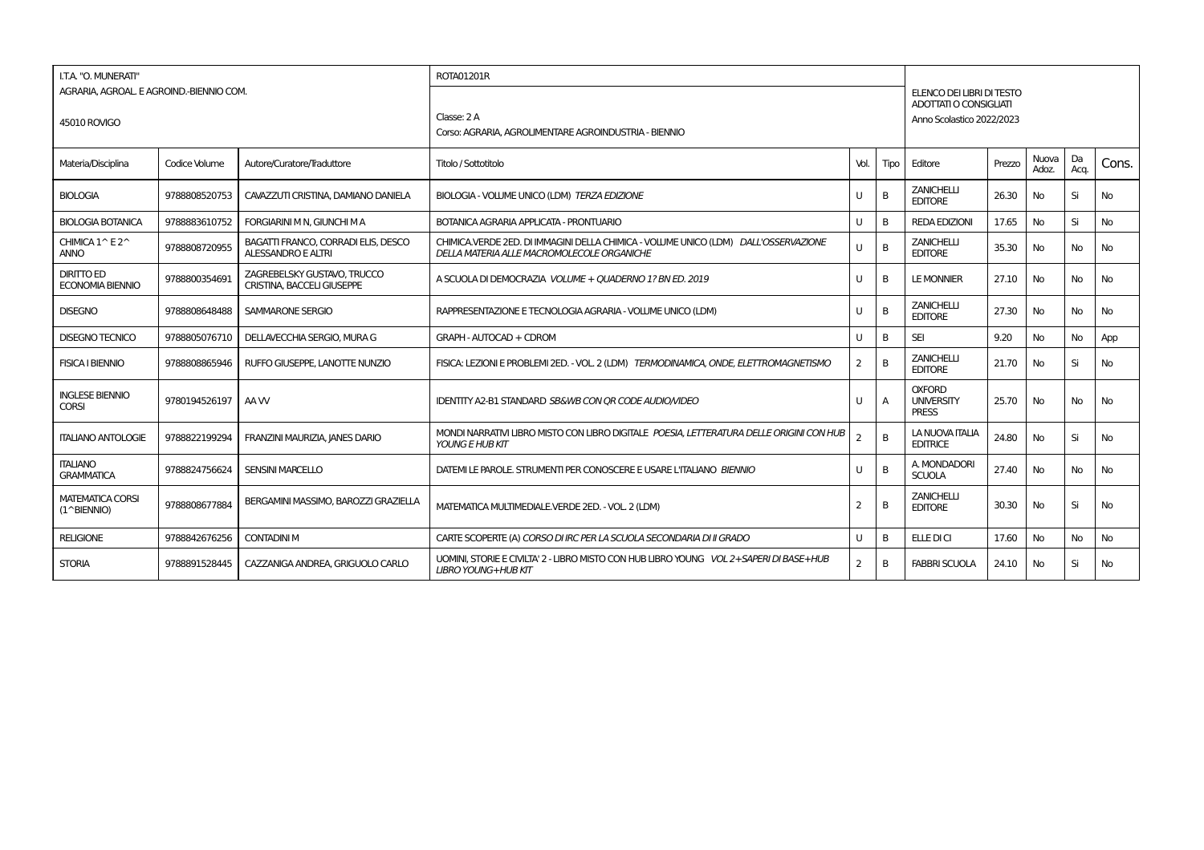| I.T.A. "O. MUNERATI" | | | ROTA01201R | | | | | | | |
|---|---|---|---|---|---|---|---|---|---|---|
| AGRARIA, AGROAL. E AGROIND.-BIENNIO COM. | | | Classe: 2 A | | | ELENCO DEI LIBRI DI TESTO ADOTTATI O CONSIGLIATI | | | | |
| 45010 ROVIGO | | | Corso: AGRARIA, AGROLIMENTARE AGROINDUSTRIA - BIENNIO | | | Anno Scolastico 2022/2023 | | | | |

| Materia/Disciplina | Codice Volume | Autore/Curatore/Traduttore | Titolo / Sottotitolo | Vol. | Tipo | Editore | Prezzo | Nuova Adoz. | Da Acq. | Cons. |
|---|---|---|---|---|---|---|---|---|---|---|
| BIOLOGIA | 9788808520753 | CAVAZZUTI CRISTINA, DAMIANO DANIELA | BIOLOGIA - VOLUME UNICO (LDM) *TERZA EDIZIONE* | U | B | ZANICHELLI EDITORE | 26.30 | No | Si | No |
| BIOLOGIA BOTANICA | 9788883610752 | FORGIARINI M N, GIUNCHI M A | BOTANICA AGRARIA APPLICATA - PRONTUARIO | U | B | REDA EDIZIONI | 17.65 | No | Si | No |
| CHIMICA 1^ E 2^ ANNO | 9788808720955 | BAGATTI FRANCO, CORRADI ELIS, DESCO ALESSANDRO E ALTRI | CHIMICA.VERDE 2ED. DI IMMAGINI DELLA CHIMICA - VOLUME UNICO (LDM) *DALL'OSSERVAZIONE DELLA MATERIA ALLE MACROMOLECOLE ORGANICHE* | U | B | ZANICHELLI EDITORE | 35.30 | No | No | No |
| DIRITTO ED ECONOMIA BIENNIO | 9788800354691 | ZAGREBELSKY GUSTAVO, TRUCCO CRISTINA, BACCELLI GIUSEPPE | A SCUOLA DI DEMOCRAZIA *VOLUME + QUADERNO 1? BN ED. 2019* | U | B | LE MONNIER | 27.10 | No | No | No |
| DISEGNO | 9788808648488 | SAMMARONE SERGIO | RAPPRESENTAZIONE E TECNOLOGIA AGRARIA - VOLUME UNICO (LDM) | U | B | ZANICHELLI EDITORE | 27.30 | No | No | No |
| DISEGNO TECNICO | 9788805076710 | DELLAVECCHIA SERGIO, MURA G | GRAPH - AUTOCAD + CDROM | U | B | SEI | 9.20 | No | No | App |
| FISICA I BIENNIO | 9788808865946 | RUFFO GIUSEPPE, LANOTTE NUNZIO | FISICA: LEZIONI E PROBLEMI 2ED. - VOL. 2 (LDM) *TERMODINAMICA, ONDE, ELETTROMAGNETISMO* | 2 | B | ZANICHELLI EDITORE | 21.70 | No | Si | No |
| INGLESE BIENNIO CORSI | 9780194526197 | AA VV | IDENTITY A2-B1 STANDARD *SB&WB CON QR CODE AUDIO/VIDEO* | U | A | OXFORD UNIVERSITY PRESS | 25.70 | No | No | No |
| ITALIANO ANTOLOGIE | 9788822199294 | FRANZINI MAURIZIA, JANES DARIO | MONDI NARRATIVI LIBRO MISTO CON LIBRO DIGITALE *POESIA, LETTERATURA DELLE ORIGINI CON HUB YOUNG E HUB KIT* | 2 | B | LA NUOVA ITALIA EDITRICE | 24.80 | No | Si | No |
| ITALIANO GRAMMATICA | 9788824756624 | SENSINI MARCELLO | DATEMI LE PAROLE. STRUMENTI PER CONOSCERE E USARE L'ITALIANO *BIENNIO* | U | B | A. MONDADORI SCUOLA | 27.40 | No | No | No |
| MATEMATICA CORSI (1^BIENNIO) | 9788808677884 | BERGAMINI MASSIMO, BAROZZI GRAZIELLA | MATEMATICA MULTIMEDIALE.VERDE 2ED. - VOL. 2 (LDM) | 2 | B | ZANICHELLI EDITORE | 30.30 | No | Si | No |
| RELIGIONE | 9788842676256 | CONTADINI M | CARTE SCOPERTE (A) *CORSO DI IRC PER LA SCUOLA SECONDARIA DI II GRADO* | U | B | ELLE DI CI | 17.60 | No | No | No |
| STORIA | 9788891528445 | CAZZANIGA ANDREA, GRIGUOLO CARLO | UOMINI, STORIE E CIVILTA' 2 - LIBRO MISTO CON HUB LIBRO YOUNG *VOL 2+SAPERI DI BASE+HUB LIBRO YOUNG+HUB KIT* | 2 | B | FABBRI SCUOLA | 24.10 | No | Si | No |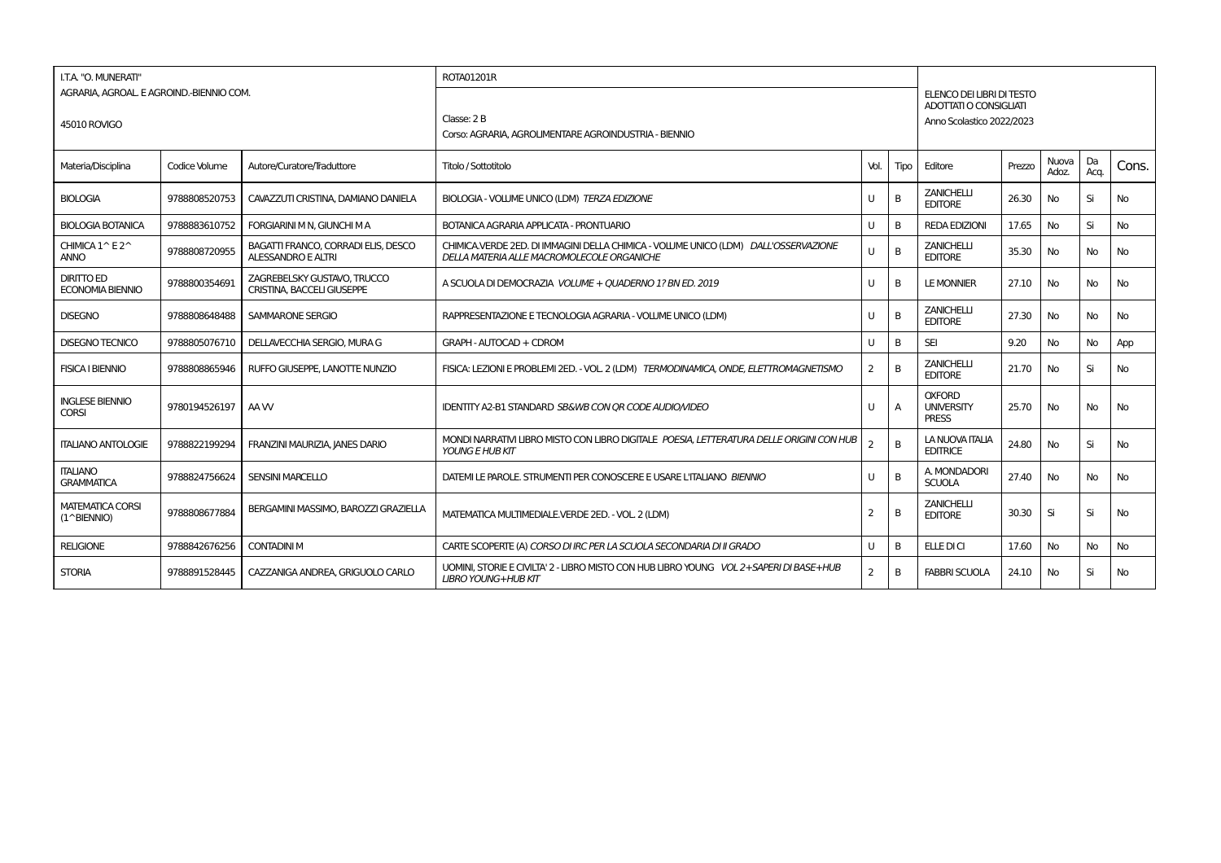| I.T.A. "O. MUNERATI" | | | ROTA01201R | | | ELENCO DEI LIBRI DI TESTO ADOTTATI O CONSIGLIATI | | | | |
|---|---|---|---|---|---|---|---|---|---|---|
| AGRARIA, AGROAL. E AGROIND.-BIENNIO COM. | | | Classe: 2 B | | | Anno Scolastico 2022/2023 | | | | |
| 45010 ROVIGO | | | Corso: AGRARIA, AGROLIMENTARE AGROINDUSTRIA - BIENNIO | | | | | | | |
| Materia/Disciplina | Codice Volume | Autore/Curatore/Traduttore | Titolo / Sottotitolo | Vol. | Tipo | Editore | Prezzo | Nuova Adoz. | Da Acq. | Cons. |
| BIOLOGIA | 9788808520753 | CAVAZZUTI CRISTINA, DAMIANO DANIELA | BIOLOGIA - VOLUME UNICO (LDM) *TERZA EDIZIONE* | U | B | ZANICHELLI EDITORE | 26.30 | No | Si | No |
| BIOLOGIA BOTANICA | 9788883610752 | FORGIARINI M N, GIUNCHI M A | BOTANICA AGRARIA APPLICATA - PRONTUARIO | U | B | REDA EDIZIONI | 17.65 | No | Si | No |
| CHIMICA 1^ E 2^ ANNO | 9788808720955 | BAGATTI FRANCO, CORRADI ELIS, DESCO ALESSANDRO E ALTRI | CHIMICA.VERDE 2ED. DI IMMAGINI DELLA CHIMICA - VOLUME UNICO (LDM) *DALL'OSSERVAZIONE DELLA MATERIA ALLE MACROMOLECOLE ORGANICHE* | U | B | ZANICHELLI EDITORE | 35.30 | No | No | No |
| DIRITTO ED ECONOMIA BIENNIO | 9788800354691 | ZAGREBELSKY GUSTAVO, TRUCCO CRISTINA, BACCELI GIUSEPPE | A SCUOLA DI DEMOCRAZIA *VOLUME + QUADERNO 1? BN ED. 2019* | U | B | LE MONNIER | 27.10 | No | No | No |
| DISEGNO | 9788808648488 | SAMMARONE SERGIO | RAPPRESENTAZIONE E TECNOLOGIA AGRARIA - VOLUME UNICO (LDM) | U | B | ZANICHELLI EDITORE | 27.30 | No | No | No |
| DISEGNO TECNICO | 9788805076710 | DELLAVECCHIA SERGIO, MURA G | GRAPH - AUTOCAD + CDROM | U | B | SEI | 9.20 | No | No | App |
| FISICA I BIENNIO | 9788808865946 | RUFFO GIUSEPPE, LANOTTE NUNZIO | FISICA: LEZIONI E PROBLEMI 2ED. - VOL. 2 (LDM) *TERMODINAMICA, ONDE, ELETTROMAGNETISMO* | 2 | B | ZANICHELLI EDITORE | 21.70 | No | Si | No |
| INGLESE BIENNIO CORSI | 9780194526197 | AA VV | IDENTITY A2-B1 STANDARD *SB&WB CON QR CODE AUDIO/VIDEO* | U | A | OXFORD UNIVERSITY PRESS | 25.70 | No | No | No |
| ITALIANO ANTOLOGIE | 9788822199294 | FRANZINI MAURIZIA, JANES DARIO | MONDI NARRATIVI LIBRO MISTO CON LIBRO DIGITALE *POESIA, LETTERATURA DELLE ORIGINI CON HUB YOUNG E HUB KIT* | 2 | B | LA NUOVA ITALIA EDITRICE | 24.80 | No | Si | No |
| ITALIANO GRAMMATICA | 9788824756624 | SENSINI MARCELLO | DATEMI LE PAROLE. STRUMENTI PER CONOSCERE E USARE L'ITALIANO *BIENNIO* | U | B | A. MONDADORI SCUOLA | 27.40 | No | No | No |
| MATEMATICA CORSI (1^BIENNIO) | 9788808677884 | BERGAMINI MASSIMO, BAROZZI GRAZIELLA | MATEMATICA MULTIMEDIALE.VERDE 2ED. - VOL. 2 (LDM) | 2 | B | ZANICHELLI EDITORE | 30.30 | Si | Si | No |
| RELIGIONE | 9788842676256 | CONTADINI M | CARTE SCOPERTE (A) *CORSO DI IRC PER LA SCUOLA SECONDARIA DI II GRADO* | U | B | ELLE DI CI | 17.60 | No | No | No |
| STORIA | 9788891528445 | CAZZANIGA ANDREA, GRIGUOLO CARLO | UOMINI, STORIE E CIVILTA' 2 - LIBRO MISTO CON HUB LIBRO YOUNG *VOL 2+SAPERI DI BASE+HUB LIBRO YOUNG+HUB KIT* | 2 | B | FABBRI SCUOLA | 24.10 | No | Si | No |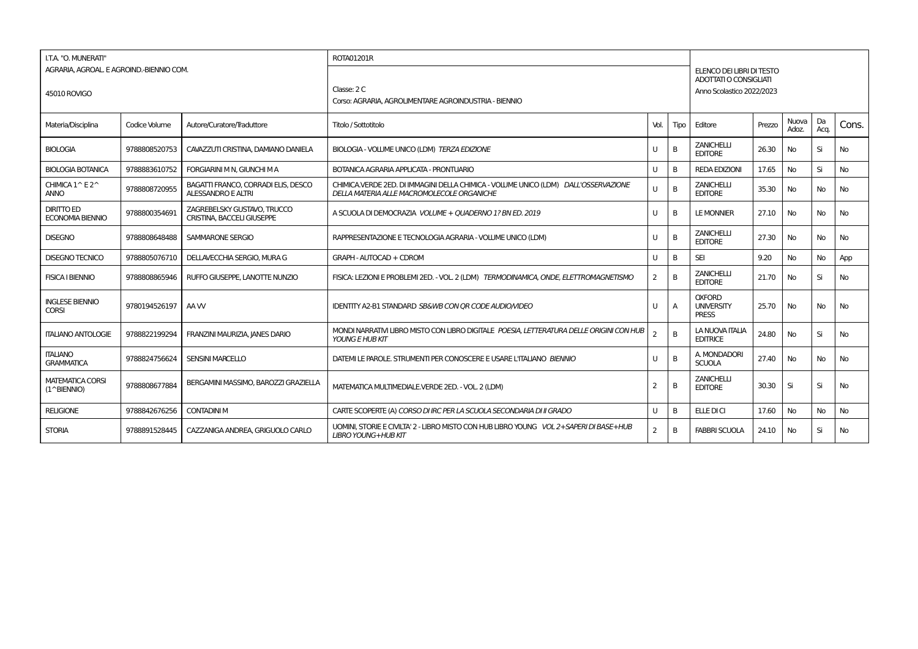| I.T.A. "O. MUNERATI" AGRARIA, AGROAL. E AGROIND.-BIENNIO COM. 45010 ROVIGO | | | ROTA01201R Classe: 2 C Corso: AGRARIA, AGROLIMENTARE AGROINDUSTRIA - BIENNIO | | | ELENCO DEI LIBRI DI TESTO ADOTTATI O CONSIGLIATI Anno Scolastico 2022/2023 | | | | |
|---|---|---|---|---|---|---|---|---|---|---|
| Materia/Disciplina | Codice Volume | Autore/Curatore/Traduttore | Titolo / Sottotitolo | Vol. | Tipo | Editore | Prezzo | Nuova Adoz. | Da Acq. | Cons. |
| BIOLOGIA | 9788808520753 | CAVAZZUTI CRISTINA, DAMIANO DANIELA | BIOLOGIA - VOLUME UNICO (LDM) *TERZA EDIZIONE* | U | B | ZANICHELLI EDITORE | 26.30 | No | Si | No |
| BIOLOGIA BOTANICA | 9788883610752 | FORGIARINI M N, GIUNCHI M A | BOTANICA AGRARIA APPLICATA - PRONTUARIO | U | B | REDA EDIZIONI | 17.65 | No | Si | No |
| CHIMICA 1^ E 2^ ANNO | 9788808720955 | BAGATTI FRANCO, CORRADI ELIS, DESCO ALESSANDRO E ALTRI | CHIMICA.VERDE 2ED. DI IMMAGINI DELLA CHIMICA - VOLUME UNICO (LDM) *DALL'OSSERVAZIONE DELLA MATERIA ALLE MACROMOLECOLE ORGANICHE* | U | B | ZANICHELLI EDITORE | 35.30 | No | No | No |
| DIRITTO ED ECONOMIA BIENNIO | 9788800354691 | ZAGREBELSKY GUSTAVO, TRUCCO CRISTINA, BACCELI GIUSEPPE | A SCUOLA DI DEMOCRAZIA *VOLUME + QUADERNO 1? BN ED. 2019* | U | B | LE MONNIER | 27.10 | No | No | No |
| DISEGNO | 9788808648488 | SAMMARONE SERGIO | RAPPRESENTAZIONE E TECNOLOGIA AGRARIA - VOLUME UNICO (LDM) | U | B | ZANICHELLI EDITORE | 27.30 | No | No | No |
| DISEGNO TECNICO | 9788805076710 | DELLAVECCHIA SERGIO, MURA G | GRAPH - AUTOCAD + CDROM | U | B | SEI | 9.20 | No | No | App |
| FISICA I BIENNIO | 9788808865946 | RUFFO GIUSEPPE, LANOTTE NUNZIO | FISICA: LEZIONI E PROBLEMI 2ED. - VOL. 2 (LDM) *TERMODINAMICA, ONDE, ELETTROMAGNETISMO* | 2 | B | ZANICHELLI EDITORE | 21.70 | No | Si | No |
| INGLESE BIENNIO CORSI | 9780194526197 | AA VV | IDENTITY A2-B1 STANDARD *SB&WB CON QR CODE AUDIO/VIDEO* | U | A | OXFORD UNIVERSITY PRESS | 25.70 | No | No | No |
| ITALIANO ANTOLOGIE | 9788822199294 | FRANZINI MAURIZIA, JANES DARIO | MONDI NARRATIVI LIBRO MISTO CON LIBRO DIGITALE *POESIA, LETTERATURA DELLE ORIGINI CON HUB YOUNG E HUB KIT* | 2 | B | LA NUOVA ITALIA EDITRICE | 24.80 | No | Si | No |
| ITALIANO GRAMMATICA | 9788824756624 | SENSINI MARCELLO | DATEMI LE PAROLE. STRUMENTI PER CONOSCERE E USARE L'ITALIANO *BIENNIO* | U | B | A. MONDADORI SCUOLA | 27.40 | No | No | No |
| MATEMATICA CORSI (1^BIENNIO) | 9788808677884 | BERGAMINI MASSIMO, BAROZZI GRAZIELLA | MATEMATICA MULTIMEDIALE.VERDE 2ED. - VOL. 2 (LDM) | 2 | B | ZANICHELLI EDITORE | 30.30 | Si | Si | No |
| RELIGIONE | 9788842676256 | CONTADINI M | CARTE SCOPERTE (A) *CORSO DI IRC PER LA SCUOLA SECONDARIA DI II GRADO* | U | B | ELLE DI CI | 17.60 | No | No | No |
| STORIA | 9788891528445 | CAZZANIGA ANDREA, GRIGUOLO CARLO | UOMINI, STORIE E CIVILTA' 2 - LIBRO MISTO CON HUB LIBRO YOUNG *VOL 2+SAPERI DI BASE+HUB LIBRO YOUNG+HUB KIT* | 2 | B | FABBRI SCUOLA | 24.10 | No | Si | No |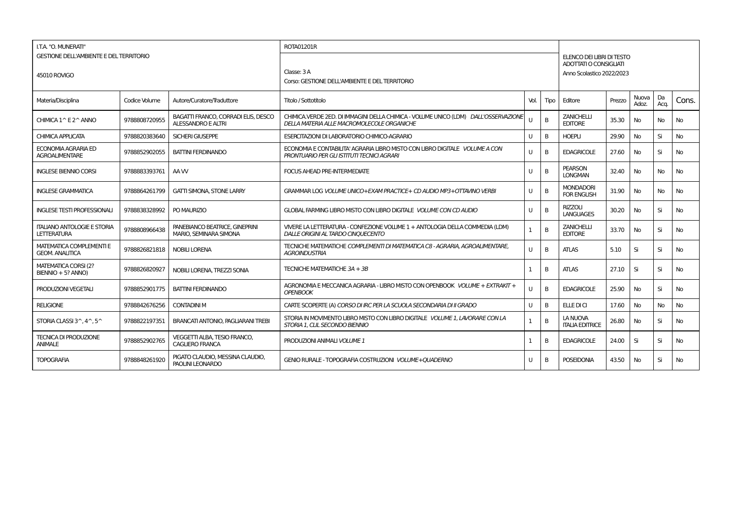| I.T.A. "O. MUNERATI" GESTIONE DELL'AMBIENTE E DEL TERRITORIO 45010 ROVIGO | | | ROTA01201R Classe: 3 A Corso: GESTIONE DELL'AMBIENTE E DEL TERRITORIO | | | ELENCO DEI LIBRI DI TESTO ADOTTATI O CONSIGLIATI Anno Scolastico 2022/2023 | | | | |
|---|---|---|---|---|---|---|---|---|---|---|
| Materia/Disciplina | Codice Volume | Autore/Curatore/Traduttore | Titolo / Sottotitolo | Vol. | Tipo | Editore | Prezzo | Nuova Adoz. | Da Acq. | Cons. |
| CHIMICA 1^ E 2^ ANNO | 9788808720955 | BAGATTI FRANCO, CORRADI ELIS, DESCO ALESSANDRO E ALTRI | CHIMICA.VERDE 2ED. DI IMMAGINI DELLA CHIMICA - VOLUME UNICO (LDM) *DALL'OSSERVAZIONE DELLA MATERIA ALLE MACROMOLECOLE ORGANICHE* | U | B | ZANICHELLI EDITORE | 35.30 | No | No | No |
| CHIMICA APPLICATA | 9788820383640 | SICHERI GIUSEPPE | ESERCITAZIONI DI LABORATORIO CHIMICO-AGRARIO | U | B | HOEPLI | 29.90 | No | Si | No |
| ECONOMIA AGRARIA ED AGROALIMENTARE | 9788852902055 | BATTINI FERDINANDO | ECONOMIA E CONTABILITA' AGRARIA LIBRO MISTO CON LIBRO DIGITALE *VOLUME A CON PRONTUARIO PER GLI ISTITUTI TECNICI AGRARI* | U | B | EDAGRICOLE | 27.60 | No | Si | No |
| INGLESE BIENNIO CORSI | 9788883393761 | AA VV | FOCUS AHEAD PRE-INTERMEDIATE | U | B | PEARSON LONGMAN | 32.40 | No | No | No |
| INGLESE GRAMMATICA | 9788864261799 | GATTI SIMONA, STONE LARRY | GRAMMAR LOG *VOLUME UNICO+EXAM PRACTICE+ CD AUDIO MP3+OTTAVINO VERBI* | U | B | MONDADORI FOR ENGLISH | 31.90 | No | No | No |
| INGLESE TESTI PROFESSIONALI | 9788838328992 | PO MAURIZIO | GLOBAL FARMING LIBRO MISTO CON LIBRO DIGITALE *VOLUME CON CD AUDIO* | U | B | RIZZOLI LANGUAGES | 30.20 | No | Si | No |
| ITALIANO ANTOLOGIE E STORIA LETTERATURA | 9788808966438 | PANEBIANCO BEATRICE, GINEPRINI MARIO, SEMINARA SIMONA | VIVERE LA LETTERATURA - CONFEZIONE VOLUME 1 + ANTOLOGIA DELLA COMMEDIA (LDM) *DALLE ORIGINI AL TARDO CINQUECENTO* | 1 | B | ZANICHELLI EDITORE | 33.70 | No | Si | No |
| MATEMATICA COMPLEMENTI E GEOM. ANALITICA | 9788826821818 | NOBILI LORENA | TECNICHE MATEMATICHE *COMPLEMENTI DI MATEMATICA C8 - AGRARIA, AGROALIMENTARE, AGROINDUSTRIA* | U | B | ATLAS | 5.10 | Si | Si | No |
| MATEMATICA CORSI (2? BIENNIO + 5? ANNO) | 9788826820927 | NOBILI LORENA, TREZZI SONIA | TECNICHE MATEMATICHE *3A + 3B* | 1 | B | ATLAS | 27.10 | Si | Si | No |
| PRODUZIONI VEGETALI | 9788852901775 | BATTINI FERDINANDO | AGRONOMIA E MECCANICA AGRARIA - LIBRO MISTO CON OPENBOOK *VOLUME + EXTRAKIT + OPENBOOK* | U | B | EDAGRICOLE | 25.90 | No | Si | No |
| RELIGIONE | 9788842676256 | CONTADINI M | CARTE SCOPERTE (A) *CORSO DI IRC PER LA SCUOLA SECONDARIA DI II GRADO* | U | B | ELLE DI CI | 17.60 | No | No | No |
| STORIA CLASSI 3^, 4^, 5^ | 9788822197351 | BRANCATI ANTONIO, PAGLIARANI TREBI | STORIA IN MOVIMENTO LIBRO MISTO CON LIBRO DIGITALE *VOLUME 1, LAVORARE CON LA STORIA 1, CLIL SECONDO BIENNIO* | 1 | B | LA NUOVA ITALIA EDITRICE | 26.80 | No | Si | No |
| TECNICA DI PRODUZIONE ANIMALE | 9788852902765 | VEGGETTI ALBA, TESIO FRANCO, CAGLIERO FRANCA | PRODUZIONI ANIMALI *VOLUME 1* | 1 | B | EDAGRICOLE | 24.00 | Si | Si | No |
| TOPOGRAFIA | 9788848261920 | PIGATO CLAUDIO, MESSINA CLAUDIO, PAOLINI LEONARDO | GENIO RURALE - TOPOGRAFIA COSTRUZIONI *VOLUME+QUADERNO* | U | B | POSEIDONIA | 43.50 | No | Si | No |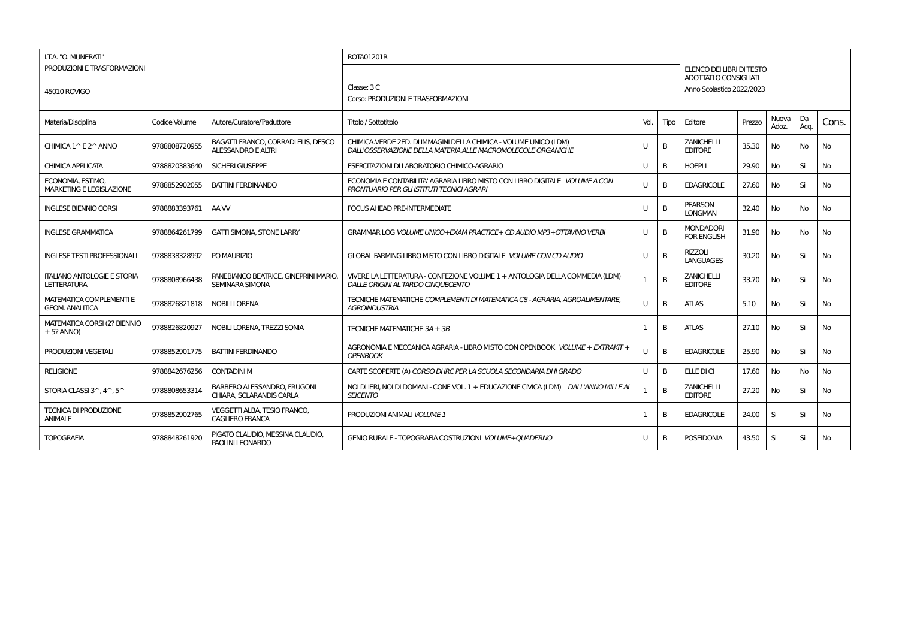| I.T.A. "O. MUNERATI" PRODUZIONI E TRASFORMAZIONI 45010 ROVIGO | | | ROTA01201R Classe: 3 C Corso: PRODUZIONI E TRASFORMAZIONI | | | ELENCO DEI LIBRI DI TESTO ADOTTATI O CONSIGLIATI Anno Scolastico 2022/2023 | | | | |
|---|---|---|---|---|---|---|---|---|---|---|
| Materia/Disciplina | Codice Volume | Autore/Curatore/Traduttore | Titolo / Sottotitolo | Vol. | Tipo | Editore | Prezzo | Nuova Adoz. | Da Acq. | Cons. |
| CHIMICA 1^ E 2^ ANNO | 9788808720955 | BAGATTI FRANCO, CORRADI ELIS, DESCO ALESSANDRO E ALTRI | CHIMICA.VERDE 2ED. DI IMMAGINI DELLA CHIMICA - VOLUME UNICO (LDM) *DALL'OSSERVAZIONE DELLA MATERIA ALLE MACROMOLECOLE ORGANICHE* | U | B | ZANICHELLI EDITORE | 35.30 | No | No | No |
| CHIMICA APPLICATA | 9788820383640 | SICHERI GIUSEPPE | ESERCITAZIONI DI LABORATORIO CHIMICO-AGRARIO | U | B | HOEPLI | 29.90 | No | Si | No |
| ECONOMIA, ESTIMO, MARKETING E LEGISLAZIONE | 9788852902055 | BATTINI FERDINANDO | ECONOMIA E CONTABILITA' AGRARIA LIBRO MISTO CON LIBRO DIGITALE *VOLUME A CON PRONTUARIO PER GLI ISTITUTI TECNICI AGRARI* | U | B | EDAGRICOLE | 27.60 | No | Si | No |
| INGLESE BIENNIO CORSI | 9788883393761 | AA VV | FOCUS AHEAD PRE-INTERMEDIATE | U | B | PEARSON LONGMAN | 32.40 | No | No | No |
| INGLESE GRAMMATICA | 9788864261799 | GATTI SIMONA, STONE LARRY | GRAMMAR LOG *VOLUME UNICO+EXAM PRACTICE+ CD AUDIO MP3+OTTAVINO VERBI* | U | B | MONDADORI FOR ENGLISH | 31.90 | No | No | No |
| INGLESE TESTI PROFESSIONALI | 9788838328992 | PO MAURIZIO | GLOBAL FARMING LIBRO MISTO CON LIBRO DIGITALE *VOLUME CON CD AUDIO* | U | B | RIZZOLI LANGUAGES | 30.20 | No | Si | No |
| ITALIANO ANTOLOGIE E STORIA LETTERATURA | 9788808966438 | PANEBIANCO BEATRICE, GINEPRINI MARIO, SEMINARA SIMONA | VIVERE LA LETTERATURA - CONFEZIONE VOLUME 1 + ANTOLOGIA DELLA COMMEDIA (LDM) *DALLE ORIGINI AL TARDO CINQUECENTO* | 1 | B | ZANICHELLI EDITORE | 33.70 | No | Si | No |
| MATEMATICA COMPLEMENTI E GEOM. ANALITICA | 9788826821818 | NOBILI LORENA | TECNICHE MATEMATICHE *COMPLEMENTI DI MATEMATICA C8 - AGRARIA, AGROALIMENTARE, AGROINDUSTRIA* | U | B | ATLAS | 5.10 | No | Si | No |
| MATEMATICA CORSI (2? BIENNIO + 5? ANNO) | 9788826820927 | NOBILI LORENA, TREZZI SONIA | TECNICHE MATEMATICHE *3A + 3B* | 1 | B | ATLAS | 27.10 | No | Si | No |
| PRODUZIONI VEGETALI | 9788852901775 | BATTINI FERDINANDO | AGRONOMIA E MECCANICA AGRARIA - LIBRO MISTO CON OPENBOOK *VOLUME + EXTRAKIT + OPENBOOK* | U | B | EDAGRICOLE | 25.90 | No | Si | No |
| RELIGIONE | 9788842676256 | CONTADINI M | CARTE SCOPERTE (A) *CORSO DI IRC PER LA SCUOLA SECONDARIA DI II GRADO* | U | B | ELLE DI CI | 17.60 | No | No | No |
| STORIA CLASSI 3^, 4^, 5^ | 9788808653314 | BARBERO ALESSANDRO, FRUGONI CHIARA, SCLARANDIS CARLA | NOI DI IERI, NOI DI DOMANI - CONF. VOL. 1 + EDUCAZIONE CIVICA (LDM) *DALL'ANNO MILLE AL SEICENTO* | 1 | B | ZANICHELLI EDITORE | 27.20 | No | Si | No |
| TECNICA DI PRODUZIONE ANIMALE | 9788852902765 | VEGGETTI ALBA, TESIO FRANCO, CAGLIERO FRANCA | PRODUZIONI ANIMALI *VOLUME 1* | 1 | B | EDAGRICOLE | 24.00 | Si | Si | No |
| TOPOGRAFIA | 9788848261920 | PIGATO CLAUDIO, MESSINA CLAUDIO, PAOLINI LEONARDO | GENIO RURALE - TOPOGRAFIA COSTRUZIONI *VOLUME+QUADERNO* | U | B | POSEIDONIA | 43.50 | Si | Si | No |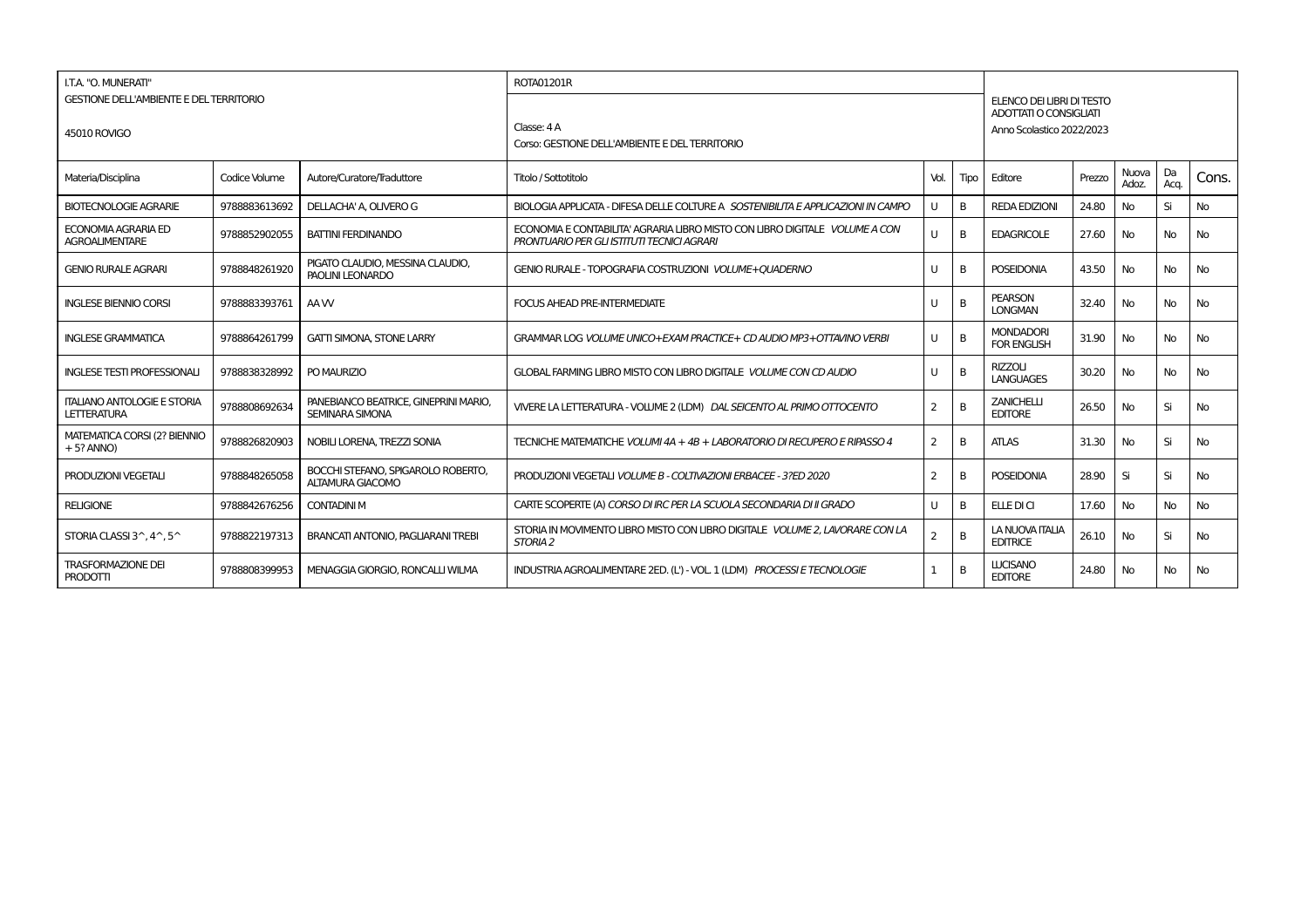| I.T.A. "O. MUNERATI"<br>GESTIONE DELL'AMBIENTE E DEL TERRITORIO<br><br>45010 ROVIGO | | | ROTA01201R<br><br>Classe: 4 A<br>Corso: GESTIONE DELL'AMBIENTE E DEL TERRITORIO | | | ELENCO DEI LIBRI DI TESTO ADOTTATI O CONSIGLIATI<br>Anno Scolastico 2022/2023 | | | | |
|---|---|---|---|---|---|---|---|---|---|---|
| Materia/Disciplina | Codice Volume | Autore/Curatore/Traduttore | Titolo / Sottotitolo | Vol. | Tipo | Editore | Prezzo | Nuova Adoz. | Da Acq. | Cons. |
| BIOTECNOLOGIE AGRARIE | 9788883613692 | DELLACHA' A, OLIVERO G | BIOLOGIA APPLICATA - DIFESA DELLE COLTURE A *SOSTENIBILITA E APPLICAZIONI IN CAMPO* | U | B | REDA EDIZIONI | 24.80 | No | Si | No |
| ECONOMIA AGRARIA ED AGROALIMENTARE | 9788852902055 | BATTINI FERDINANDO | ECONOMIA E CONTABILITA' AGRARIA LIBRO MISTO CON LIBRO DIGITALE *VOLUME A CON PRONTUARIO PER GLI ISTITUTI TECNICI AGRARI* | U | B | EDAGRICOLE | 27.60 | No | No | No |
| GENIO RURALE AGRARI | 9788848261920 | PIGATO CLAUDIO, MESSINA CLAUDIO, PAOLINI LEONARDO | GENIO RURALE - TOPOGRAFIA COSTRUZIONI *VOLUME+QUADERNO* | U | B | POSEIDONIA | 43.50 | No | No | No |
| INGLESE BIENNIO CORSI | 9788883393761 | AA VV | FOCUS AHEAD PRE-INTERMEDIATE | U | B | PEARSON LONGMAN | 32.40 | No | No | No |
| INGLESE GRAMMATICA | 9788864261799 | GATTI SIMONA, STONE LARRY | GRAMMAR LOG *VOLUME UNICO+EXAM PRACTICE+ CD AUDIO MP3+OTTAVINO VERBI* | U | B | MONDADORI FOR ENGLISH | 31.90 | No | No | No |
| INGLESE TESTI PROFESSIONALI | 9788838328992 | PO MAURIZIO | GLOBAL FARMING LIBRO MISTO CON LIBRO DIGITALE *VOLUME CON CD AUDIO* | U | B | RIZZOLI LANGUAGES | 30.20 | No | No | No |
| ITALIANO ANTOLOGIE E STORIA LETTERATURA | 9788808692634 | PANEBIANCO BEATRICE, GINEPRINI MARIO, SEMINARA SIMONA | VIVERE LA LETTERATURA - VOLUME 2 (LDM) *DAL SEICENTO AL PRIMO OTTOCENTO* | 2 | B | ZANICHELLI EDITORE | 26.50 | No | Si | No |
| MATEMATICA CORSI (2? BIENNIO + 5? ANNO) | 9788826820903 | NOBILI LORENA, TREZZI SONIA | TECNICHE MATEMATICHE *VOLUMI 4A + 4B + LABORATORIO DI RECUPERO E RIPASSO 4* | 2 | B | ATLAS | 31.30 | No | Si | No |
| PRODUZIONI VEGETALI | 9788848265058 | BOCCHI STEFANO, SPIGAROLO ROBERTO, ALTAMURA GIACOMO | PRODUZIONI VEGETALI *VOLUME B - COLTIVAZIONI ERBACEE - 3?ED 2020* | 2 | B | POSEIDONIA | 28.90 | Si | Si | No |
| RELIGIONE | 9788842676256 | CONTADINI M | CARTE SCOPERTE (A) *CORSO DI IRC PER LA SCUOLA SECONDARIA DI II GRADO* | U | B | ELLE DI CI | 17.60 | No | No | No |
| STORIA CLASSI 3^, 4^, 5^ | 9788822197313 | BRANCATI ANTONIO, PAGLIARANI TREBI | STORIA IN MOVIMENTO LIBRO MISTO CON LIBRO DIGITALE *VOLUME 2, LAVORARE CON LA STORIA 2* | 2 | B | LA NUOVA ITALIA EDITRICE | 26.10 | No | Si | No |
| TRASFORMAZIONE DEI PRODOTTI | 9788808399953 | MENAGGIA GIORGIO, RONCALLI WILMA | INDUSTRIA AGROALIMENTARE 2ED. (L') - VOL. 1 (LDM) *PROCESSI E TECNOLOGIE* | 1 | B | LUCISANO EDITORE | 24.80 | No | No | No |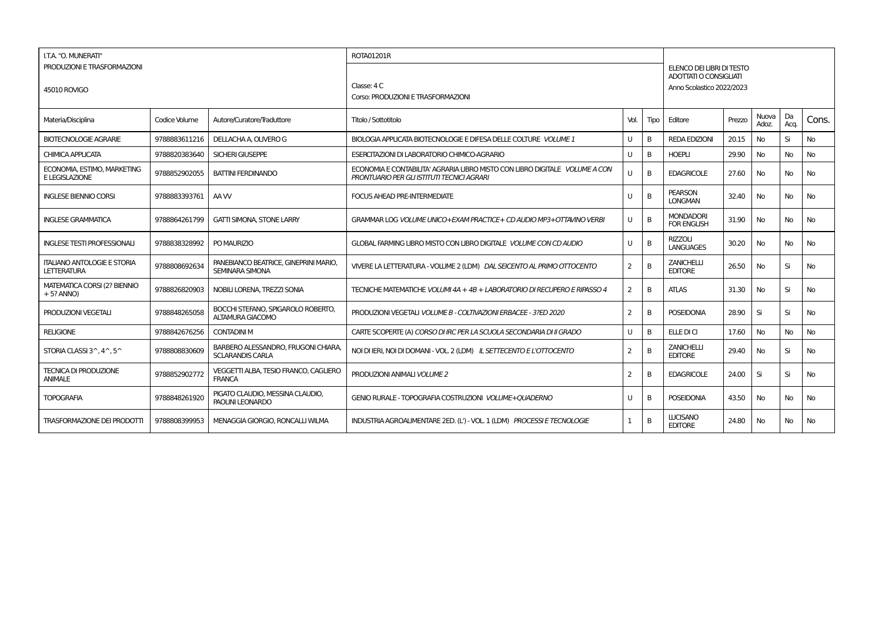| I.T.A. "O. MUNERATI" PRODUZIONI E TRASFORMAZIONI 45010 ROVIGO | | | ROTA01201R Classe: 4 C Corso: PRODUZIONI E TRASFORMAZIONI | | | ELENCO DEI LIBRI DI TESTO ADOTTATI O CONSIGLIATI Anno Scolastico 2022/2023 | | | | |
|---|---|---|---|---|---|---|---|---|---|---|
| Materia/Disciplina | Codice Volume | Autore/Curatore/Traduttore | Titolo / Sottotitolo | Vol. | Tipo | Editore | Prezzo | Nuova Adoz. | Da Acq. | Cons. |
| BIOTECNOLOGIE AGRARIE | 9788883611216 | DELLACHA A, OLIVERO G | BIOLOGIA APPLICATA BIOTECNOLOGIE E DIFESA DELLE COLTURE *VOLUME 1* | U | B | REDA EDIZIONI | 20.15 | No | Si | No |
| CHIMICA APPLICATA | 9788820383640 | SICHERI GIUSEPPE | ESERCITAZIONI DI LABORATORIO CHIMICO-AGRARIO | U | B | HOEPLI | 29.90 | No | No | No |
| ECONOMIA, ESTIMO, MARKETING E LEGISLAZIONE | 9788852902055 | BATTINI FERDINANDO | ECONOMIA E CONTABILITA' AGRARIA LIBRO MISTO CON LIBRO DIGITALE *VOLUME A CON PRONTUARIO PER GLI ISTITUTI TECNICI AGRARI* | U | B | EDAGRICOLE | 27.60 | No | No | No |
| INGLESE BIENNIO CORSI | 9788883393761 | AA VV | FOCUS AHEAD PRE-INTERMEDIATE | U | B | PEARSON LONGMAN | 32.40 | No | No | No |
| INGLESE GRAMMATICA | 9788864261799 | GATTI SIMONA, STONE LARRY | GRAMMAR LOG *VOLUME UNICO+EXAM PRACTICE+ CD AUDIO MP3+OTTAVINO VERBI* | U | B | MONDADORI FOR ENGLISH | 31.90 | No | No | No |
| INGLESE TESTI PROFESSIONALI | 9788838328992 | PO MAURIZIO | GLOBAL FARMING LIBRO MISTO CON LIBRO DIGITALE *VOLUME CON CD AUDIO* | U | B | RIZZOLI LANGUAGES | 30.20 | No | No | No |
| ITALIANO ANTOLOGIE E STORIA LETTERATURA | 9788808692634 | PANEBIANCO BEATRICE, GINEPRINI MARIO, SEMINARA SIMONA | VIVERE LA LETTERATURA - VOLUME 2 (LDM) *DAL SEICENTO AL PRIMO OTTOCENTO* | 2 | B | ZANICHELLI EDITORE | 26.50 | No | Si | No |
| MATEMATICA CORSI (2? BIENNIO + 5? ANNO) | 9788826820903 | NOBILI LORENA, TREZZI SONIA | TECNICHE MATEMATICHE *VOLUMI 4A + 4B + LABORATORIO DI RECUPERO E RIPASSO 4* | 2 | B | ATLAS | 31.30 | No | Si | No |
| PRODUZIONI VEGETALI | 9788848265058 | BOCCHI STEFANO, SPIGAROLO ROBERTO, ALTAMURA GIACOMO | PRODUZIONI VEGETALI *VOLUME B - COLTIVAZIONI ERBACEE - 3?ED 2020* | 2 | B | POSEIDONIA | 28.90 | Si | Si | No |
| RELIGIONE | 9788842676256 | CONTADINI M | CARTE SCOPERTE (A) *CORSO DI IRC PER LA SCUOLA SECONDARIA DI II GRADO* | U | B | ELLE DI CI | 17.60 | No | No | No |
| STORIA CLASSI 3^, 4^, 5^ | 9788808830609 | BARBERO ALESSANDRO, FRUGONI CHIARA, SCLARANDIS CARLA | NOI DI IERI, NOI DI DOMANI - VOL. 2 (LDM) *IL SETTECENTO E L'OTTOCENTO* | 2 | B | ZANICHELLI EDITORE | 29.40 | No | Si | No |
| TECNICA DI PRODUZIONE ANIMALE | 9788852902772 | VEGGETTI ALBA, TESIO FRANCO, CAGLIERO FRANCA | PRODUZIONI ANIMALI *VOLUME 2* | 2 | B | EDAGRICOLE | 24.00 | Si | Si | No |
| TOPOGRAFIA | 9788848261920 | PIGATO CLAUDIO, MESSINA CLAUDIO, PAOLINI LEONARDO | GENIO RURALE - TOPOGRAFIA COSTRUZIONI *VOLUME+QUADERNO* | U | B | POSEIDONIA | 43.50 | No | No | No |
| TRASFORMAZIONE DEI PRODOTTI | 9788808399953 | MENAGGIA GIORGIO, RONCALLI WILMA | INDUSTRIA AGROALIMENTARE 2ED. (L') - VOL. 1 (LDM) *PROCESSI E TECNOLOGIE* | 1 | B | LUCISANO EDITORE | 24.80 | No | No | No |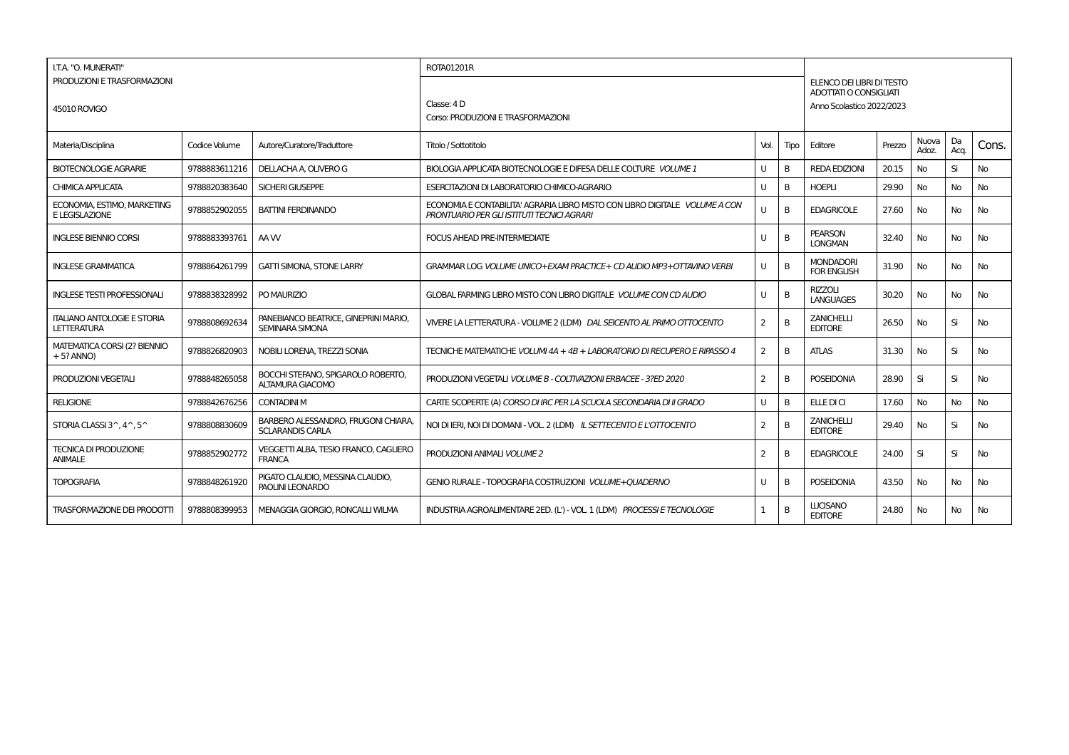| I.T.A. "O. MUNERATI"<br>PRODUZIONI E TRASFORMAZIONI<br><br>45010 ROVIGO | | | ROTA01201R<br><br>Classe: 4 D<br>Corso: PRODUZIONI E TRASFORMAZIONI | | | ELENCO DEI LIBRI DI TESTO ADOTTATI O CONSIGLIATI<br>Anno Scolastico 2022/2023 | | | | |
|---|---|---|---|---|---|---|---|---|---|---|
| Materia/Disciplina | Codice Volume | Autore/Curatore/Traduttore | Titolo / Sottotitolo | Vol. | Tipo | Editore | Prezzo | Nuova Adoz. | Da Acq. | Cons. |
| BIOTECNOLOGIE AGRARIE | 9788883611216 | DELLACHA A, OLIVERO G | BIOLOGIA APPLICATA BIOTECNOLOGIE E DIFESA DELLE COLTURE *VOLUME 1* | U | B | REDA EDIZIONI | 20.15 | No | Si | No |
| CHIMICA APPLICATA | 9788820383640 | SICHERI GIUSEPPE | ESERCITAZIONI DI LABORATORIO CHIMICO-AGRARIO | U | B | HOEPLI | 29.90 | No | No | No |
| ECONOMIA, ESTIMO, MARKETING E LEGISLAZIONE | 9788852902055 | BATTINI FERDINANDO | ECONOMIA E CONTABILITA' AGRARIA LIBRO MISTO CON LIBRO DIGITALE *VOLUME A CON PRONTUARIO PER GLI ISTITUTI TECNICI AGRARI* | U | B | EDAGRICOLE | 27.60 | No | No | No |
| INGLESE BIENNIO CORSI | 9788883393761 | AA VV | FOCUS AHEAD PRE-INTERMEDIATE | U | B | PEARSON LONGMAN | 32.40 | No | No | No |
| INGLESE GRAMMATICA | 9788864261799 | GATTI SIMONA, STONE LARRY | GRAMMAR LOG *VOLUME UNICO+EXAM PRACTICE+ CD AUDIO MP3+OTTAVINO VERBI* | U | B | MONDADORI FOR ENGLISH | 31.90 | No | No | No |
| INGLESE TESTI PROFESSIONALI | 9788838328992 | PO MAURIZIO | GLOBAL FARMING LIBRO MISTO CON LIBRO DIGITALE *VOLUME CON CD AUDIO* | U | B | RIZZOLI LANGUAGES | 30.20 | No | No | No |
| ITALIANO ANTOLOGIE E STORIA LETTERATURA | 9788808692634 | PANEBIANCO BEATRICE, GINEPRINI MARIO, SEMINARA SIMONA | VIVERE LA LETTERATURA - VOLUME 2 (LDM) *DAL SEICENTO AL PRIMO OTTOCENTO* | 2 | B | ZANICHELLI EDITORE | 26.50 | No | Si | No |
| MATEMATICA CORSI (2? BIENNIO + 5? ANNO) | 9788826820903 | NOBILI LORENA, TREZZI SONIA | TECNICHE MATEMATICHE *VOLUMI 4A + 4B + LABORATORIO DI RECUPERO E RIPASSO 4* | 2 | B | ATLAS | 31.30 | No | Si | No |
| PRODUZIONI VEGETALI | 9788848265058 | BOCCHI STEFANO, SPIGAROLO ROBERTO, ALTAMURA GIACOMO | PRODUZIONI VEGETALI *VOLUME B - COLTIVAZIONI ERBACEE - 3?ED 2020* | 2 | B | POSEIDONIA | 28.90 | Si | Si | No |
| RELIGIONE | 9788842676256 | CONTADINI M | CARTE SCOPERTE (A) *CORSO DI IRC PER LA SCUOLA SECONDARIA DI II GRADO* | U | B | ELLE DI CI | 17.60 | No | No | No |
| STORIA CLASSI 3^, 4^, 5^ | 9788808830609 | BARBERO ALESSANDRO, FRUGONI CHIARA, SCLARANDIS CARLA | NOI DI IERI, NOI DI DOMANI - VOL. 2 (LDM) *IL SETTECENTO E L'OTTOCENTO* | 2 | B | ZANICHELLI EDITORE | 29.40 | No | Si | No |
| TECNICA DI PRODUZIONE ANIMALE | 9788852902772 | VEGGETTI ALBA, TESIO FRANCO, CAGLIERO FRANCA | PRODUZIONI ANIMALI *VOLUME 2* | 2 | B | EDAGRICOLE | 24.00 | Si | Si | No |
| TOPOGRAFIA | 9788848261920 | PIGATO CLAUDIO, MESSINA CLAUDIO, PAOLINI LEONARDO | GENIO RURALE - TOPOGRAFIA COSTRUZIONI *VOLUME+QUADERNO* | U | B | POSEIDONIA | 43.50 | No | No | No |
| TRASFORMAZIONE DEI PRODOTTI | 9788808399953 | MENAGGIA GIORGIO, RONCALLI WILMA | INDUSTRIA AGROALIMENTARE 2ED. (L') - VOL. 1 (LDM) *PROCESSI E TECNOLOGIE* | 1 | B | LUCISANO EDITORE | 24.80 | No | No | No |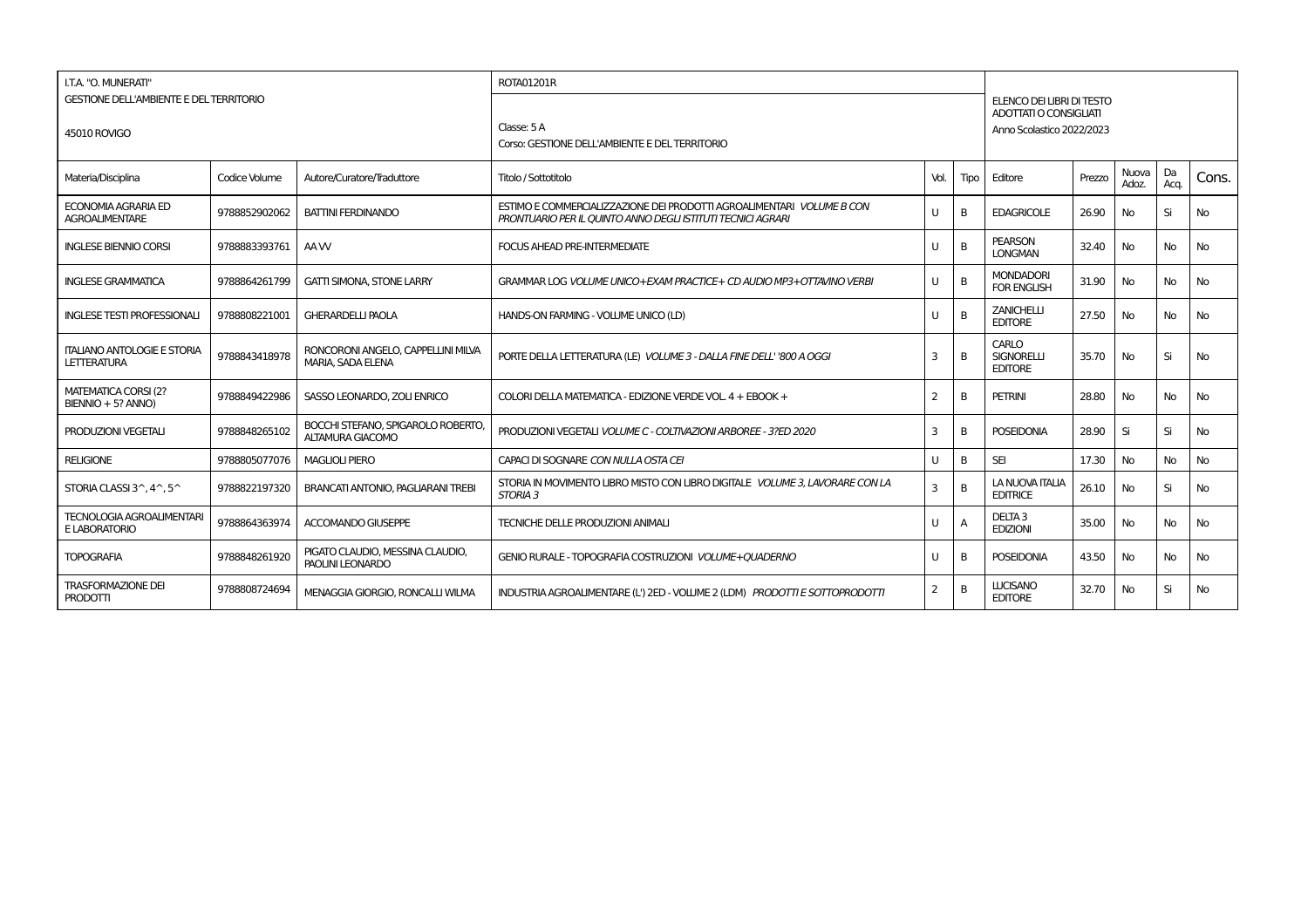| I.T.A. "O. MUNERATI" | | | ROTA01201R | | | | | | | |
|---|---|---|---|---|---|---|---|---|---|---|
| GESTIONE DELL'AMBIENTE E DEL TERRITORIO<br><br>45010 ROVIGO | | | Classe: 5 A<br>Corso: GESTIONE DELL'AMBIENTE E DEL TERRITORIO | | | ELENCO DEI LIBRI DI TESTO ADOTTATI O CONSIGLIATI<br>Anno Scolastico 2022/2023 | | | | |
| Materia/Disciplina | Codice Volume | Autore/Curatore/Traduttore | Titolo / Sottotitolo | Vol. | Tipo | Editore | Prezzo | Nuova Adoz. | Da Acq. | Cons. |
| ECONOMIA AGRARIA ED AGROALIMENTARE | 9788852902062 | BATTINI FERDINANDO | ESTIMO E COMMERCIALIZZAZIONE DEI PRODOTTI AGROALIMENTARI *VOLUME B CON PRONTUARIO PER IL QUINTO ANNO DEGLI ISTITUTI TECNICI AGRARI* | U | B | EDAGRICOLE | 26.90 | No | Si | No |
| INGLESE BIENNIO CORSI | 9788883393761 | AA VV | FOCUS AHEAD PRE-INTERMEDIATE | U | B | PEARSON LONGMAN | 32.40 | No | No | No |
| INGLESE GRAMMATICA | 9788864261799 | GATTI SIMONA, STONE LARRY | GRAMMAR LOG *VOLUME UNICO+EXAM PRACTICE+ CD AUDIO MP3+OTTAVINO VERBI* | U | B | MONDADORI FOR ENGLISH | 31.90 | No | No | No |
| INGLESE TESTI PROFESSIONALI | 9788808221001 | GHERARDELLI PAOLA | HANDS-ON FARMING - VOLUME UNICO (LD) | U | B | ZANICHELLI EDITORE | 27.50 | No | No | No |
| ITALIANO ANTOLOGIE E STORIA LETTERATURA | 9788843418978 | RONCORONI ANGELO, CAPPELLINI MILVA MARIA, SADA ELENA | PORTE DELLA LETTERATURA (LE) *VOLUME 3 - DALLA FINE DELL' '800 A OGGI* | 3 | B | CARLO SIGNORELLI EDITORE | 35.70 | No | Si | No |
| MATEMATICA CORSI (2? BIENNIO + 5? ANNO) | 9788849422986 | SASSO LEONARDO, ZOLI ENRICO | COLORI DELLA MATEMATICA - EDIZIONE VERDE VOL. 4 + EBOOK + | 2 | B | PETRINI | 28.80 | No | No | No |
| PRODUZIONI VEGETALI | 9788848265102 | BOCCHI STEFANO, SPIGAROLO ROBERTO, ALTAMURA GIACOMO | PRODUZIONI VEGETALI *VOLUME C - COLTIVAZIONI ARBOREE - 3?ED 2020* | 3 | B | POSEIDONIA | 28.90 | Si | Si | No |
| RELIGIONE | 9788805077076 | MAGLIOLI PIERO | CAPACI DI SOGNARE *CON NULLA OSTA CEI* | U | B | SEI | 17.30 | No | No | No |
| STORIA CLASSI 3^, 4^, 5^ | 9788822197320 | BRANCATI ANTONIO, PAGLIARANI TREBI | STORIA IN MOVIMENTO LIBRO MISTO CON LIBRO DIGITALE *VOLUME 3, LAVORARE CON LA STORIA 3* | 3 | B | LA NUOVA ITALIA EDITRICE | 26.10 | No | Si | No |
| TECNOLOGIA AGROALIMENTARI E LABORATORIO | 9788864363974 | ACCOMANDO GIUSEPPE | TECNICHE DELLE PRODUZIONI ANIMALI | U | A | DELTA 3 EDIZIONI | 35.00 | No | No | No |
| TOPOGRAFIA | 9788848261920 | PIGATO CLAUDIO, MESSINA CLAUDIO, PAOLINI LEONARDO | GENIO RURALE - TOPOGRAFIA COSTRUZIONI *VOLUME+QUADERNO* | U | B | POSEIDONIA | 43.50 | No | No | No |
| TRASFORMAZIONE DEI PRODOTTI | 9788808724694 | MENAGGIA GIORGIO, RONCALLI WILMA | INDUSTRIA AGROALIMENTARE (L') 2ED - VOLUME 2 (LDM) *PRODOTTI E SOTTOPRODOTTI* | 2 | B | LUCISANO EDITORE | 32.70 | No | Si | No |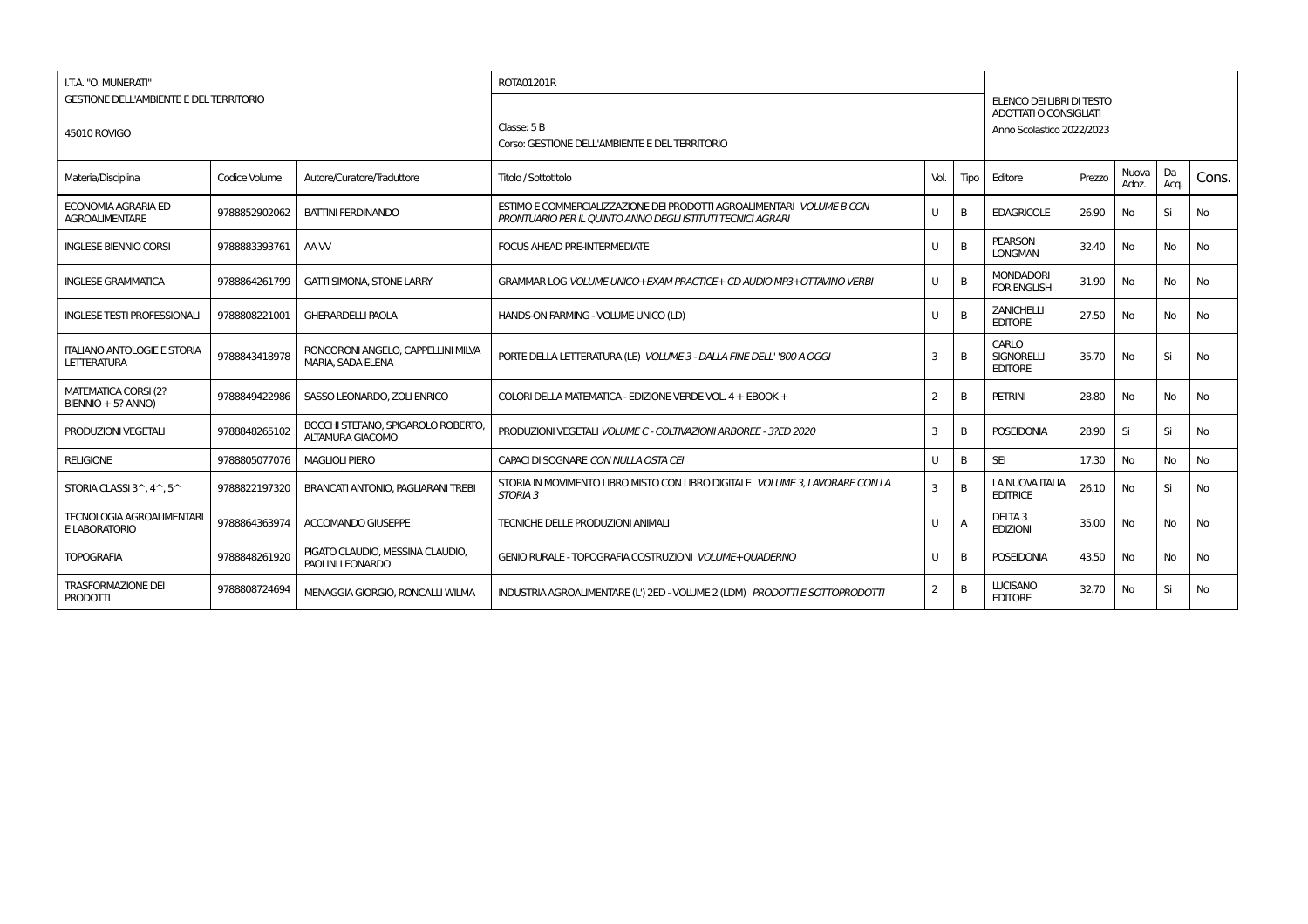| I.T.A. "O. MUNERATI" GESTIONE DELL'AMBIENTE E DEL TERRITORIO 45010 ROVIGO | | | ROTA01201R Classe: 5 B Corso: GESTIONE DELL'AMBIENTE E DEL TERRITORIO | | | ELENCO DEI LIBRI DI TESTO ADOTTATI O CONSIGLIATI Anno Scolastico 2022/2023 | | | | |
|---|---|---|---|---|---|---|---|---|---|---|
| Materia/Disciplina | Codice Volume | Autore/Curatore/Traduttore | Titolo / Sottotitolo | Vol. | Tipo | Editore | Prezzo | Nuova Adoz. | Da Acq. | Cons. |
| ECONOMIA AGRARIA ED AGROALIMENTARE | 9788852902062 | BATTINI FERDINANDO | ESTIMO E COMMERCIALIZZAZIONE DEI PRODOTTI AGROALIMENTARI *VOLUME B CON PRONTUARIO PER IL QUINTO ANNO DEGLI ISTITUTI TECNICI AGRARI* | U | B | EDAGRICOLE | 26.90 | No | Si | No |
| INGLESE BIENNIO CORSI | 9788883393761 | AA VV | FOCUS AHEAD PRE-INTERMEDIATE | U | B | PEARSON LONGMAN | 32.40 | No | No | No |
| INGLESE GRAMMATICA | 9788864261799 | GATTI SIMONA, STONE LARRY | GRAMMAR LOG *VOLUME UNICO+EXAM PRACTICE+ CD AUDIO MP3+OTTAVINO VERBI* | U | B | MONDADORI FOR ENGLISH | 31.90 | No | No | No |
| INGLESE TESTI PROFESSIONALI | 9788808221001 | GHERARDELLI PAOLA | HANDS-ON FARMING - VOLUME UNICO (LD) | U | B | ZANICHELLI EDITORE | 27.50 | No | No | No |
| ITALIANO ANTOLOGIE E STORIA LETTERATURA | 9788843418978 | RONCORONI ANGELO, CAPPELLINI MILVA MARIA, SADA ELENA | PORTE DELLA LETTERATURA (LE) *VOLUME 3 - DALLA FINE DELL' '800 A OGGI* | 3 | B | CARLO SIGNORELLI EDITORE | 35.70 | No | Si | No |
| MATEMATICA CORSI (2? BIENNIO + 5? ANNO) | 9788849422986 | SASSO LEONARDO, ZOLI ENRICO | COLORI DELLA MATEMATICA - EDIZIONE VERDE VOL. 4 + EBOOK + | 2 | B | PETRINI | 28.80 | No | No | No |
| PRODUZIONI VEGETALI | 9788848265102 | BOCCHI STEFANO, SPIGAROLO ROBERTO, ALTAMURA GIACOMO | PRODUZIONI VEGETALI *VOLUME C - COLTIVAZIONI ARBOREE - 3?ED 2020* | 3 | B | POSEIDONIA | 28.90 | Si | Si | No |
| RELIGIONE | 9788805077076 | MAGLIOLI PIERO | CAPACI DI SOGNARE *CON NULLA OSTA CEI* | U | B | SEI | 17.30 | No | No | No |
| STORIA CLASSI 3^, 4^, 5^ | 9788822197320 | BRANCATI ANTONIO, PAGLIARANI TREBI | STORIA IN MOVIMENTO LIBRO MISTO CON LIBRO DIGITALE *VOLUME 3, LAVORARE CON LA STORIA 3* | 3 | B | LA NUOVA ITALIA EDITRICE | 26.10 | No | Si | No |
| TECNOLOGIA AGROALIMENTARI E LABORATORIO | 9788864363974 | ACCOMANDO GIUSEPPE | TECNICHE DELLE PRODUZIONI ANIMALI | U | A | DELTA 3 EDIZIONI | 35.00 | No | No | No |
| TOPOGRAFIA | 9788848261920 | PIGATO CLAUDIO, MESSINA CLAUDIO, PAOLINI LEONARDO | GENIO RURALE - TOPOGRAFIA COSTRUZIONI *VOLUME+QUADERNO* | U | B | POSEIDONIA | 43.50 | No | No | No |
| TRASFORMAZIONE DEI PRODOTTI | 9788808724694 | MENAGGIA GIORGIO, RONCALLI WILMA | INDUSTRIA AGROALIMENTARE (L') 2ED - VOLUME 2 (LDM) *PRODOTTI E SOTTOPRODOTTI* | 2 | B | LUCISANO EDITORE | 32.70 | No | Si | No |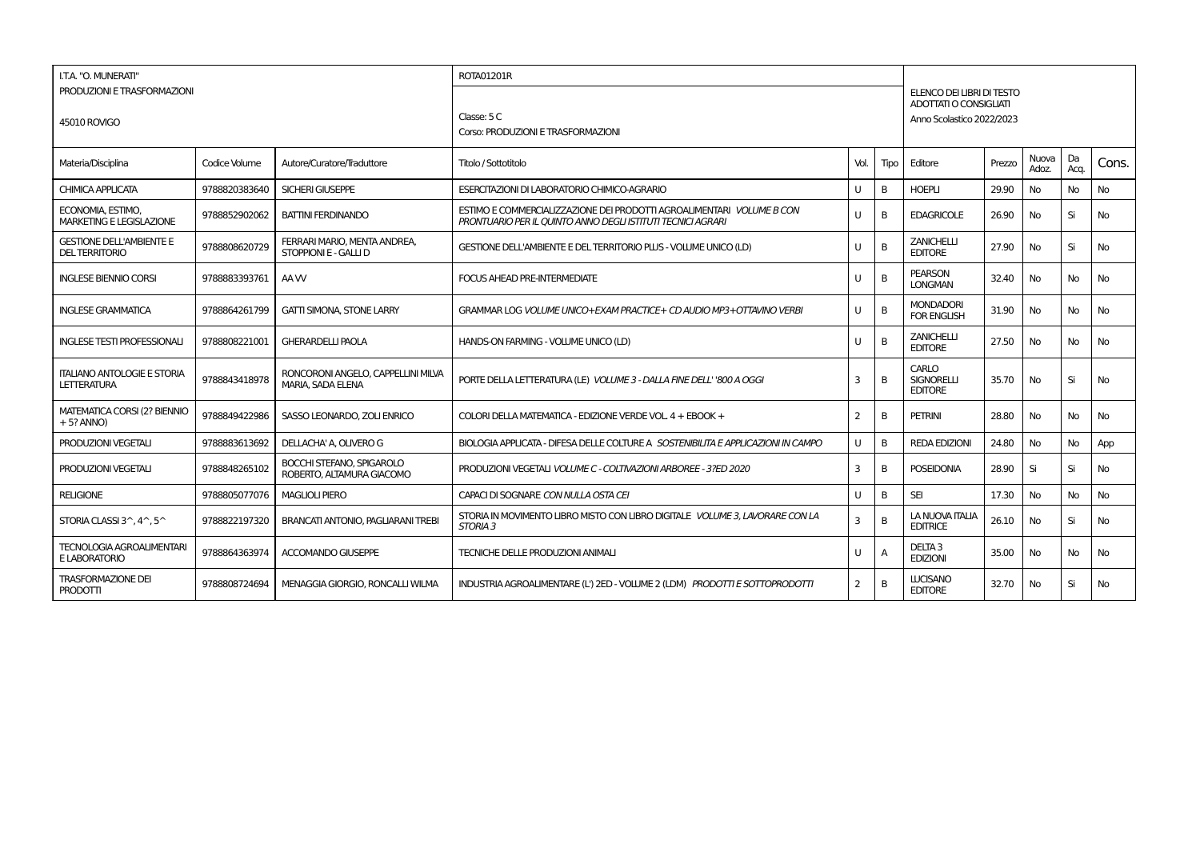| I.T.A. "O. MUNERATI"<br>PRODUZIONI E TRASFORMAZIONI<br>45010 ROVIGO | | | ROTA01201R<br>Classe: 5 C<br>Corso: PRODUZIONI E TRASFORMAZIONI | | | ELENCO DEI LIBRI DI TESTO ADOTTATI O CONSIGLIATI<br>Anno Scolastico 2022/2023 | | | | |
|---|---|---|---|---|---|---|---|---|---|---|
| Materia/Disciplina | Codice Volume | Autore/Curatore/Traduttore | Titolo / Sottotitolo | Vol. | Tipo | Editore | Prezzo | Nuova Adoz. | Da Acq. | Cons. |
| CHIMICA APPLICATA | 9788820383640 | SICHERI GIUSEPPE | ESERCITAZIONI DI LABORATORIO CHIMICO-AGRARIO | U | B | HOEPLI | 29.90 | No | No | No |
| ECONOMIA, ESTIMO, MARKETING E LEGISLAZIONE | 9788852902062 | BATTINI FERDINANDO | ESTIMO E COMMERCIALIZZAZIONE DEI PRODOTTI AGROALIMENTARI *VOLUME B CON PRONTUARIO PER IL QUINTO ANNO DEGLI ISTITUTI TECNICI AGRARI* | U | B | EDAGRICOLE | 26.90 | No | Si | No |
| GESTIONE DELL'AMBIENTE E DEL TERRITORIO | 9788808620729 | FERRARI MARIO, MENTA ANDREA, STOPPIONI E - GALLI D | GESTIONE DELL'AMBIENTE E DEL TERRITORIO PLUS - VOLUME UNICO (LD) | U | B | ZANICHELLI EDITORE | 27.90 | No | Si | No |
| INGLESE BIENNIO CORSI | 9788883393761 | AA VV | FOCUS AHEAD PRE-INTERMEDIATE | U | B | PEARSON LONGMAN | 32.40 | No | No | No |
| INGLESE GRAMMATICA | 9788864261799 | GATTI SIMONA, STONE LARRY | GRAMMAR LOG *VOLUME UNICO+EXAM PRACTICE+ CD AUDIO MP3+OTTAVINO VERBI* | U | B | MONDADORI FOR ENGLISH | 31.90 | No | No | No |
| INGLESE TESTI PROFESSIONALI | 9788808221001 | GHERARDELLI PAOLA | HANDS-ON FARMING - VOLUME UNICO (LD) | U | B | ZANICHELLI EDITORE | 27.50 | No | No | No |
| ITALIANO ANTOLOGIE E STORIA LETTERATURA | 9788843418978 | RONCORONI ANGELO, CAPPELLINI MILVA MARIA, SADA ELENA | PORTE DELLA LETTERATURA (LE) *VOLUME 3 - DALLA FINE DELL' '800 A OGGI* | 3 | B | CARLO SIGNORELLI EDITORE | 35.70 | No | Si | No |
| MATEMATICA CORSI (2? BIENNIO + 5? ANNO) | 9788849422986 | SASSO LEONARDO, ZOLI ENRICO | COLORI DELLA MATEMATICA - EDIZIONE VERDE VOL. 4 + EBOOK + | 2 | B | PETRINI | 28.80 | No | No | No |
| PRODUZIONI VEGETALI | 9788883613692 | DELLACHA' A, OLIVERO G | BIOLOGIA APPLICATA - DIFESA DELLE COLTURE A *SOSTENIBILITA E APPLICAZIONI IN CAMPO* | U | B | REDA EDIZIONI | 24.80 | No | No | App |
| PRODUZIONI VEGETALI | 9788848265102 | BOCCHI STEFANO, SPIGAROLO ROBERTO, ALTAMURA GIACOMO | PRODUZIONI VEGETALI *VOLUME C - COLTIVAZIONI ARBOREE - 3?ED 2020* | 3 | B | POSEIDONIA | 28.90 | Si | Si | No |
| RELIGIONE | 9788805077076 | MAGLIOLI PIERO | CAPACI DI SOGNARE *CON NULLA OSTA CEI* | U | B | SEI | 17.30 | No | No | No |
| STORIA CLASSI 3^, 4^, 5^ | 9788822197320 | BRANCATI ANTONIO, PAGLIARANI TREBI | STORIA IN MOVIMENTO LIBRO MISTO CON LIBRO DIGITALE *VOLUME 3, LAVORARE CON LA STORIA 3* | 3 | B | LA NUOVA ITALIA EDITRICE | 26.10 | No | Si | No |
| TECNOLOGIA AGROALIMENTARI E LABORATORIO | 9788864363974 | ACCOMANDO GIUSEPPE | TECNICHE DELLE PRODUZIONI ANIMALI | U | A | DELTA 3 EDIZIONI | 35.00 | No | No | No |
| TRASFORMAZIONE DEI PRODOTTI | 9788808724694 | MENAGGIA GIORGIO, RONCALLI WILMA | INDUSTRIA AGROALIMENTARE (L') 2ED - VOLUME 2 (LDM) *PRODOTTI E SOTTOPRODOTTI* | 2 | B | LUCISANO EDITORE | 32.70 | No | Si | No |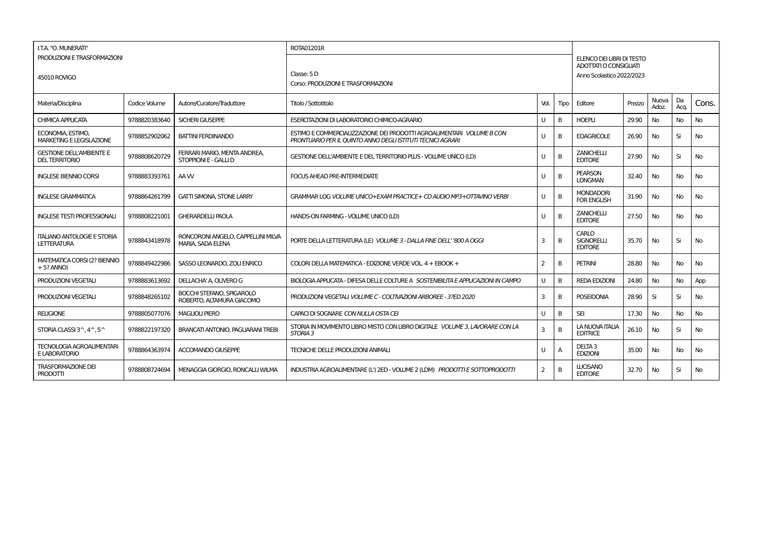| I.T.A. "O. MUNERATI" | | | ROTA01201R | | | ELENCO DEI LIBRI DI TESTO ADOTTATI O CONSIGLIATI | | | | |
|---|---|---|---|---|---|---|---|---|---|---|
| PRODUZIONI E TRASFORMAZIONI<br>45010 ROVIGO | | | Classe: 5 D<br>Corso: PRODUZIONI E TRASFORMAZIONI | | | Anno Scolastico 2022/2023 | | | | |
| Materia/Disciplina | Codice Volume | Autore/Curatore/Traduttore | Titolo / Sottotitolo | Vol. | Tipo | Editore | Prezzo | Nuova Adoz. | Da Acq. | Cons. |
| CHIMICA APPLICATA | 9788820383640 | SICHERI GIUSEPPE | ESERCITAZIONI DI LABORATORIO CHIMICO-AGRARIO | U | B | HOEPLI | 29.90 | No | No | No |
| ECONOMIA, ESTIMO, MARKETING E LEGISLAZIONE | 9788852902062 | BATTINI FERDINANDO | ESTIMO E COMMERCIALIZZAZIONE DEI PRODOTTI AGROALIMENTARI *VOLUME B CON PRONTUARIO PER IL QUINTO ANNO DEGLI ISTITUTI TECNICI AGRARI* | U | B | EDAGRICOLE | 26.90 | No | Si | No |
| GESTIONE DELL'AMBIENTE E DEL TERRITORIO | 9788808620729 | FERRARI MARIO, MENTA ANDREA, STOPPIONI E - GALLI D | GESTIONE DELL'AMBIENTE E DEL TERRITORIO PLUS - VOLUME UNICO (LD) | U | B | ZANICHELLI EDITORE | 27.90 | No | Si | No |
| INGLESE BIENNIO CORSI | 9788883393761 | AA VV | FOCUS AHEAD PRE-INTERMEDIATE | U | B | PEARSON LONGMAN | 32.40 | No | No | No |
| INGLESE GRAMMATICA | 9788864261799 | GATTI SIMONA, STONE LARRY | GRAMMAR LOG *VOLUME UNICO+EXAM PRACTICE+ CD AUDIO MP3+OTTAVINO VERBI* | U | B | MONDADORI FOR ENGLISH | 31.90 | No | No | No |
| INGLESE TESTI PROFESSIONALI | 9788808221001 | GHERARDELLI PAOLA | HANDS-ON FARMING - VOLUME UNICO (LD) | U | B | ZANICHELLI EDITORE | 27.50 | No | No | No |
| ITALIANO ANTOLOGIE E STORIA LETTERATURA | 9788843418978 | RONCORONI ANGELO, CAPPELLINI MILVA MARIA, SADA ELENA | PORTE DELLA LETTERATURA (LE) *VOLUME 3 - DALLA FINE DELL' '800 A OGGI* | 3 | B | CARLO SIGNORELLI EDITORE | 35.70 | No | Si | No |
| MATEMATICA CORSI (2? BIENNIO + 5? ANNO) | 9788849422986 | SASSO LEONARDO, ZOLI ENRICO | COLORI DELLA MATEMATICA - EDIZIONE VERDE VOL. 4 + EBOOK + | 2 | B | PETRINI | 28.80 | No | No | No |
| PRODUZIONI VEGETALI | 9788883613692 | DELLACHA' A, OLIVERO G | BIOLOGIA APPLICATA - DIFESA DELLE COLTURE A *SOSTENIBILITA E APPLICAZIONI IN CAMPO* | U | B | REDA EDIZIONI | 24.80 | No | No | App |
| PRODUZIONI VEGETALI | 9788848265102 | BOCCHI STEFANO, SPIGAROLO ROBERTO, ALTAMURA GIACOMO | PRODUZIONI VEGETALI *VOLUME C - COLTIVAZIONI ARBOREE - 3?ED 2020* | 3 | B | POSEIDONIA | 28.90 | Si | Si | No |
| RELIGIONE | 9788805077076 | MAGLIOLI PIERO | CAPACI DI SOGNARE *CON NULLA OSTA CEI* | U | B | SEI | 17.30 | No | No | No |
| STORIA CLASSI 3^, 4^, 5^ | 9788822197320 | BRANCATI ANTONIO, PAGLIARANI TREBI | STORIA IN MOVIMENTO LIBRO MISTO CON LIBRO DIGITALE *VOLUME 3, LAVORARE CON LA STORIA 3* | 3 | B | LA NUOVA ITALIA EDITRICE | 26.10 | No | Si | No |
| TECNOLOGIA AGROALIMENTARI E LABORATORIO | 9788864363974 | ACCOMANDO GIUSEPPE | TECNICHE DELLE PRODUZIONI ANIMALI | U | A | DELTA 3 EDIZIONI | 35.00 | No | No | No |
| TRASFORMAZIONE DEI PRODOTTI | 9788808724694 | MENAGGIA GIORGIO, RONCALLI WILMA | INDUSTRIA AGROALIMENTARE (L') 2ED - VOLUME 2 (LDM) *PRODOTTI E SOTTOPRODOTTI* | 2 | B | LUCISANO EDITORE | 32.70 | No | Si | No |